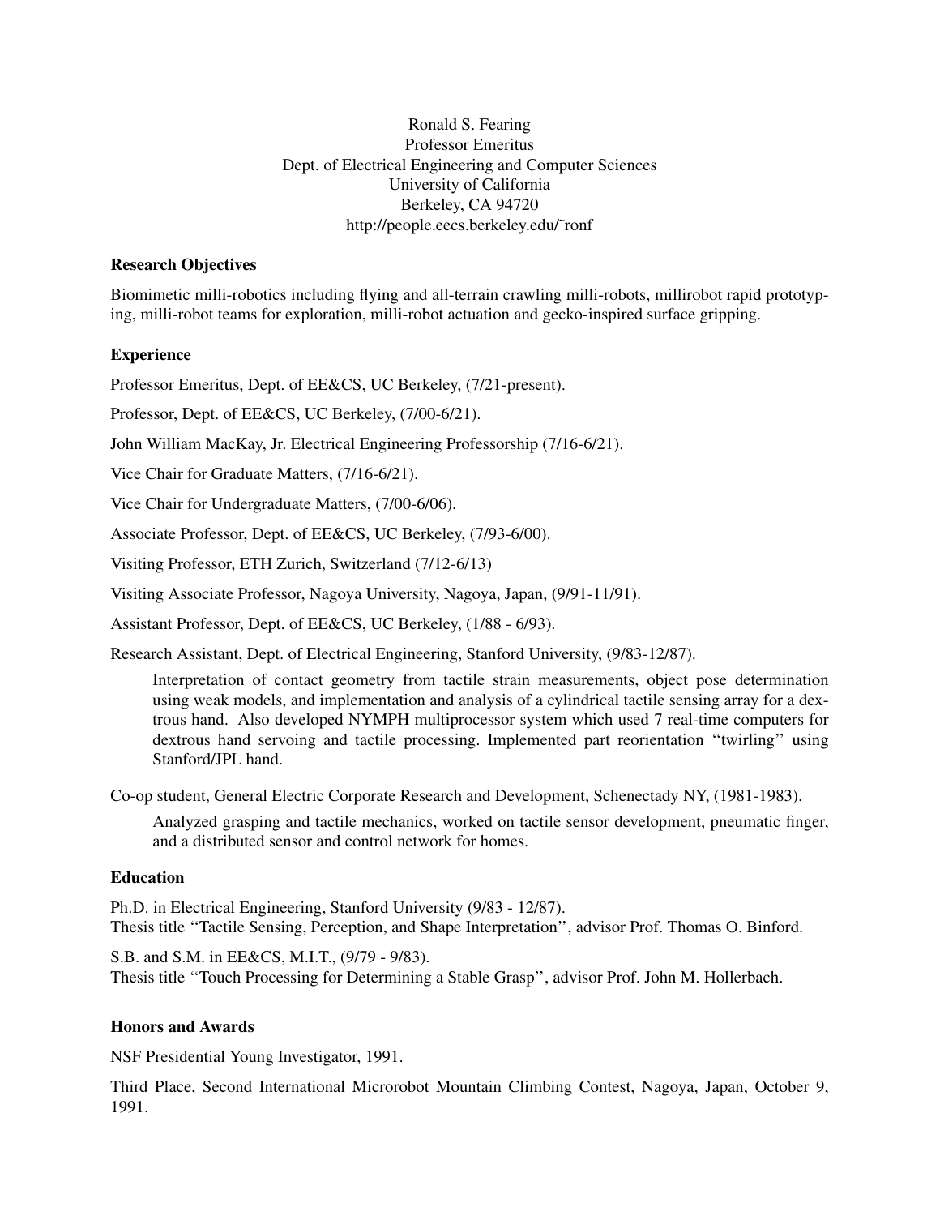Ronald S. Fearing
Professor Emeritus
Dept. of Electrical Engineering and Computer Sciences
University of California
Berkeley, CA 94720
http://people.eecs.berkeley.edu/˜ronf

### Research Objectives

Biomimetic milli-robotics including flying and all-terrain crawling milli-robots, millirobot rapid prototyping, milli-robot teams for exploration, milli-robot actuation and gecko-inspired surface gripping.

### Experience

Professor Emeritus, Dept. of EE&CS, UC Berkeley, (7/21-present).

Professor, Dept. of EE&CS, UC Berkeley, (7/00-6/21).

John William MacKay, Jr. Electrical Engineering Professorship (7/16-6/21).

Vice Chair for Graduate Matters, (7/16-6/21).

Vice Chair for Undergraduate Matters, (7/00-6/06).

Associate Professor, Dept. of EE&CS, UC Berkeley, (7/93-6/00).

Visiting Professor, ETH Zurich, Switzerland (7/12-6/13)

Visiting Associate Professor, Nagoya University, Nagoya, Japan, (9/91-11/91).

Assistant Professor, Dept. of EE&CS, UC Berkeley, (1/88 - 6/93).

Research Assistant, Dept. of Electrical Engineering, Stanford University, (9/83-12/87).

> Interpretation of contact geometry from tactile strain measurements, object pose determination using weak models, and implementation and analysis of a cylindrical tactile sensing array for a dextrous hand. Also developed NYMPH multiprocessor system which used 7 real-time computers for dextrous hand servoing and tactile processing. Implemented part reorientation ''twirling'' using Stanford/JPL hand.

Co-op student, General Electric Corporate Research and Development, Schenectady NY, (1981-1983).

> Analyzed grasping and tactile mechanics, worked on tactile sensor development, pneumatic finger, and a distributed sensor and control network for homes.

### Education

Ph.D. in Electrical Engineering, Stanford University (9/83 - 12/87).
Thesis title ''Tactile Sensing, Perception, and Shape Interpretation'', advisor Prof. Thomas O. Binford.

S.B. and S.M. in EE&CS, M.I.T., (9/79 - 9/83).
Thesis title ''Touch Processing for Determining a Stable Grasp'', advisor Prof. John M. Hollerbach.

### Honors and Awards

NSF Presidential Young Investigator, 1991.

Third Place, Second International Microrobot Mountain Climbing Contest, Nagoya, Japan, October 9, 1991.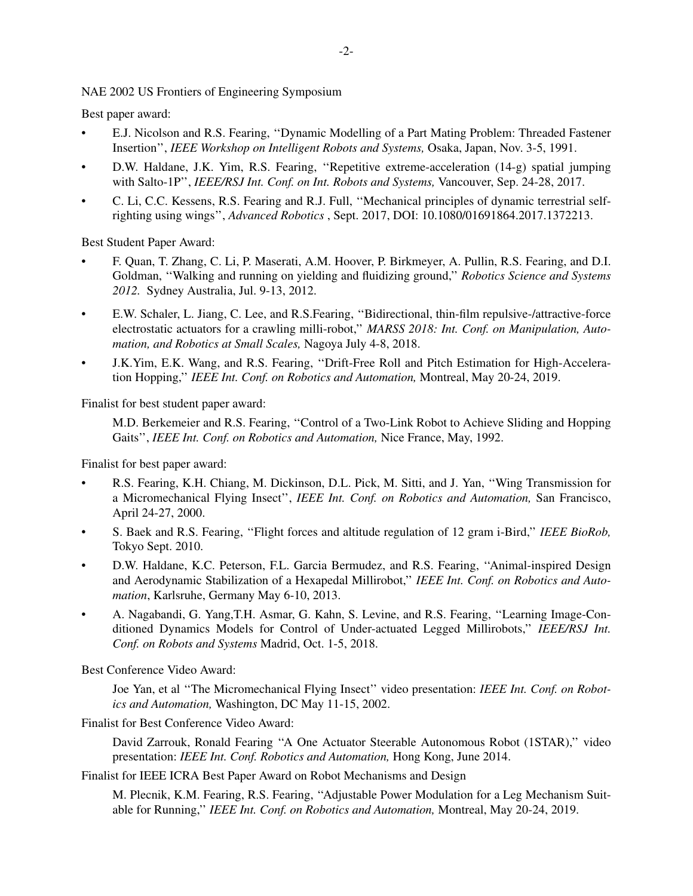NAE 2002 US Frontiers of Engineering Symposium

Best paper award:

- E.J. Nicolson and R.S. Fearing, ''Dynamic Modelling of a Part Mating Problem: Threaded Fastener Insertion'', *IEEE Workshop on Intelligent Robots and Systems,* Osaka, Japan, Nov. 3-5, 1991.
- D.W. Haldane, J.K. Yim, R.S. Fearing, ''Repetitive extreme-acceleration (14-g) spatial jumping with Salto-1P'', *IEEE/RSJ Int. Conf. on Int. Robots and Systems,* Vancouver, Sep. 24-28, 2017.
- C. Li, C.C. Kessens, R.S. Fearing and R.J. Full, ''Mechanical principles of dynamic terrestrial self-righting using wings'', *Advanced Robotics* , Sept. 2017, DOI: 10.1080/01691864.2017.1372213.

Best Student Paper Award:

- F. Quan, T. Zhang, C. Li, P. Maserati, A.M. Hoover, P. Birkmeyer, A. Pullin, R.S. Fearing, and D.I. Goldman, ''Walking and running on yielding and fluidizing ground,'' *Robotics Science and Systems 2012.* Sydney Australia, Jul. 9-13, 2012.
- E.W. Schaler, L. Jiang, C. Lee, and R.S.Fearing, ''Bidirectional, thin-film repulsive-/attractive-force electrostatic actuators for a crawling milli-robot,'' *MARSS 2018: Int. Conf. on Manipulation, Automation, and Robotics at Small Scales,* Nagoya July 4-8, 2018.
- J.K.Yim, E.K. Wang, and R.S. Fearing, ''Drift-Free Roll and Pitch Estimation for High-Acceleration Hopping,'' *IEEE Int. Conf. on Robotics and Automation,* Montreal, May 20-24, 2019.

Finalist for best student paper award:

M.D. Berkemeier and R.S. Fearing, ''Control of a Two-Link Robot to Achieve Sliding and Hopping Gaits'', *IEEE Int. Conf. on Robotics and Automation,* Nice France, May, 1992.

Finalist for best paper award:

- R.S. Fearing, K.H. Chiang, M. Dickinson, D.L. Pick, M. Sitti, and J. Yan, ''Wing Transmission for a Micromechanical Flying Insect'', *IEEE Int. Conf. on Robotics and Automation,* San Francisco, April 24-27, 2000.
- S. Baek and R.S. Fearing, ''Flight forces and altitude regulation of 12 gram i-Bird,'' *IEEE BioRob,* Tokyo Sept. 2010.
- D.W. Haldane, K.C. Peterson, F.L. Garcia Bermudez, and R.S. Fearing, ''Animal-inspired Design and Aerodynamic Stabilization of a Hexapedal Millirobot,'' *IEEE Int. Conf. on Robotics and Automation*, Karlsruhe, Germany May 6-10, 2013.
- A. Nagabandi, G. Yang,T.H. Asmar, G. Kahn, S. Levine, and R.S. Fearing, ''Learning Image-Conditioned Dynamics Models for Control of Under-actuated Legged Millirobots,'' *IEEE/RSJ Int. Conf. on Robots and Systems* Madrid, Oct. 1-5, 2018.

Best Conference Video Award:

Joe Yan, et al ''The Micromechanical Flying Insect'' video presentation: *IEEE Int. Conf. on Robotics and Automation,* Washington, DC May 11-15, 2002.

Finalist for Best Conference Video Award:

David Zarrouk, Ronald Fearing "A One Actuator Steerable Autonomous Robot (1STAR)," video presentation: *IEEE Int. Conf. Robotics and Automation,* Hong Kong, June 2014.

Finalist for IEEE ICRA Best Paper Award on Robot Mechanisms and Design

M. Plecnik, K.M. Fearing, R.S. Fearing, ''Adjustable Power Modulation for a Leg Mechanism Suitable for Running,'' *IEEE Int. Conf. on Robotics and Automation,* Montreal, May 20-24, 2019.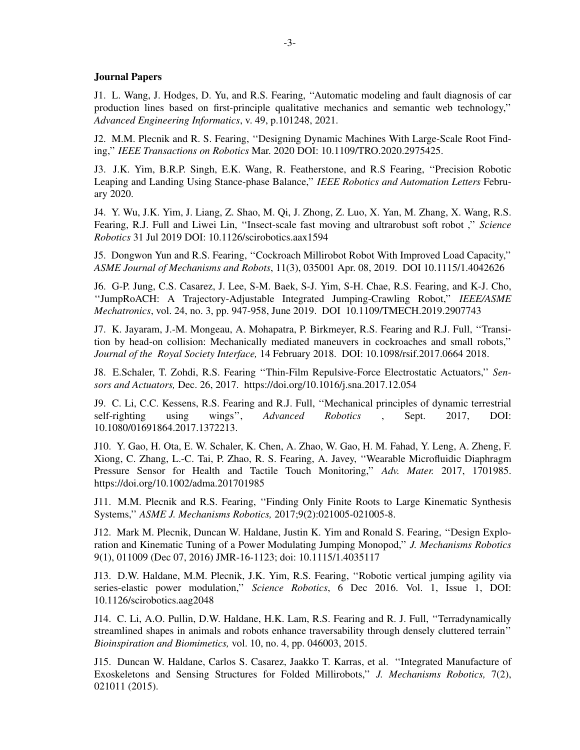**Journal Papers**

J1. L. Wang, J. Hodges, D. Yu, and R.S. Fearing, ''Automatic modeling and fault diagnosis of car production lines based on first-principle qualitative mechanics and semantic web technology,'' *Advanced Engineering Informatics*, v. 49, p.101248, 2021.

J2. M.M. Plecnik and R. S. Fearing, ''Designing Dynamic Machines With Large-Scale Root Finding,'' *IEEE Transactions on Robotics* Mar. 2020 DOI: 10.1109/TRO.2020.2975425.

J3. J.K. Yim, B.R.P. Singh, E.K. Wang, R. Featherstone, and R.S Fearing, ''Precision Robotic Leaping and Landing Using Stance-phase Balance,'' *IEEE Robotics and Automation Letters* February 2020.

J4. Y. Wu, J.K. Yim, J. Liang, Z. Shao, M. Qi, J. Zhong, Z. Luo, X. Yan, M. Zhang, X. Wang, R.S. Fearing, R.J. Full and Liwei Lin, ''Insect-scale fast moving and ultrarobust soft robot ,'' *Science Robotics* 31 Jul 2019 DOI: 10.1126/scirobotics.aax1594

J5. Dongwon Yun and R.S. Fearing, ''Cockroach Millirobot Robot With Improved Load Capacity,'' *ASME Journal of Mechanisms and Robots*, 11(3), 035001 Apr. 08, 2019. DOI 10.1115/1.4042626

J6. G-P. Jung, C.S. Casarez, J. Lee, S-M. Baek, S-J. Yim, S-H. Chae, R.S. Fearing, and K-J. Cho, ''JumpRoACH: A Trajectory-Adjustable Integrated Jumping-Crawling Robot,'' *IEEE/ASME Mechatronics*, vol. 24, no. 3, pp. 947-958, June 2019. DOI 10.1109/TMECH.2019.2907743

J7. K. Jayaram, J.-M. Mongeau, A. Mohapatra, P. Birkmeyer, R.S. Fearing and R.J. Full, ''Transition by head-on collision: Mechanically mediated maneuvers in cockroaches and small robots,'' *Journal of the Royal Society Interface,* 14 February 2018. DOI: 10.1098/rsif.2017.0664 2018.

J8. E.Schaler, T. Zohdi, R.S. Fearing ''Thin-Film Repulsive-Force Electrostatic Actuators,'' *Sensors and Actuators,* Dec. 26, 2017. https://doi.org/10.1016/j.sna.2017.12.054

J9. C. Li, C.C. Kessens, R.S. Fearing and R.J. Full, ''Mechanical principles of dynamic terrestrial self-righting using wings'', *Advanced Robotics* , Sept. 2017, DOI: 10.1080/01691864.2017.1372213.

J10. Y. Gao, H. Ota, E. W. Schaler, K. Chen, A. Zhao, W. Gao, H. M. Fahad, Y. Leng, A. Zheng, F. Xiong, C. Zhang, L.-C. Tai, P. Zhao, R. S. Fearing, A. Javey, ''Wearable Microfluidic Diaphragm Pressure Sensor for Health and Tactile Touch Monitoring,'' *Adv. Mater.* 2017, 1701985. https://doi.org/10.1002/adma.201701985

J11. M.M. Plecnik and R.S. Fearing, ''Finding Only Finite Roots to Large Kinematic Synthesis Systems,'' *ASME J. Mechanisms Robotics,* 2017;9(2):021005-021005-8.

J12. Mark M. Plecnik, Duncan W. Haldane, Justin K. Yim and Ronald S. Fearing, ''Design Exploration and Kinematic Tuning of a Power Modulating Jumping Monopod,'' *J. Mechanisms Robotics* 9(1), 011009 (Dec 07, 2016) JMR-16-1123; doi: 10.1115/1.4035117

J13. D.W. Haldane, M.M. Plecnik, J.K. Yim, R.S. Fearing, ''Robotic vertical jumping agility via series-elastic power modulation,'' *Science Robotics*, 6 Dec 2016. Vol. 1, Issue 1, DOI: 10.1126/scirobotics.aag2048

J14. C. Li, A.O. Pullin, D.W. Haldane, H.K. Lam, R.S. Fearing and R. J. Full, ''Terradynamically streamlined shapes in animals and robots enhance traversability through densely cluttered terrain'' *Bioinspiration and Biomimetics,* vol. 10, no. 4, pp. 046003, 2015.

J15. Duncan W. Haldane, Carlos S. Casarez, Jaakko T. Karras, et al. ''Integrated Manufacture of Exoskeletons and Sensing Structures for Folded Millirobots,'' *J. Mechanisms Robotics,* 7(2), 021011 (2015).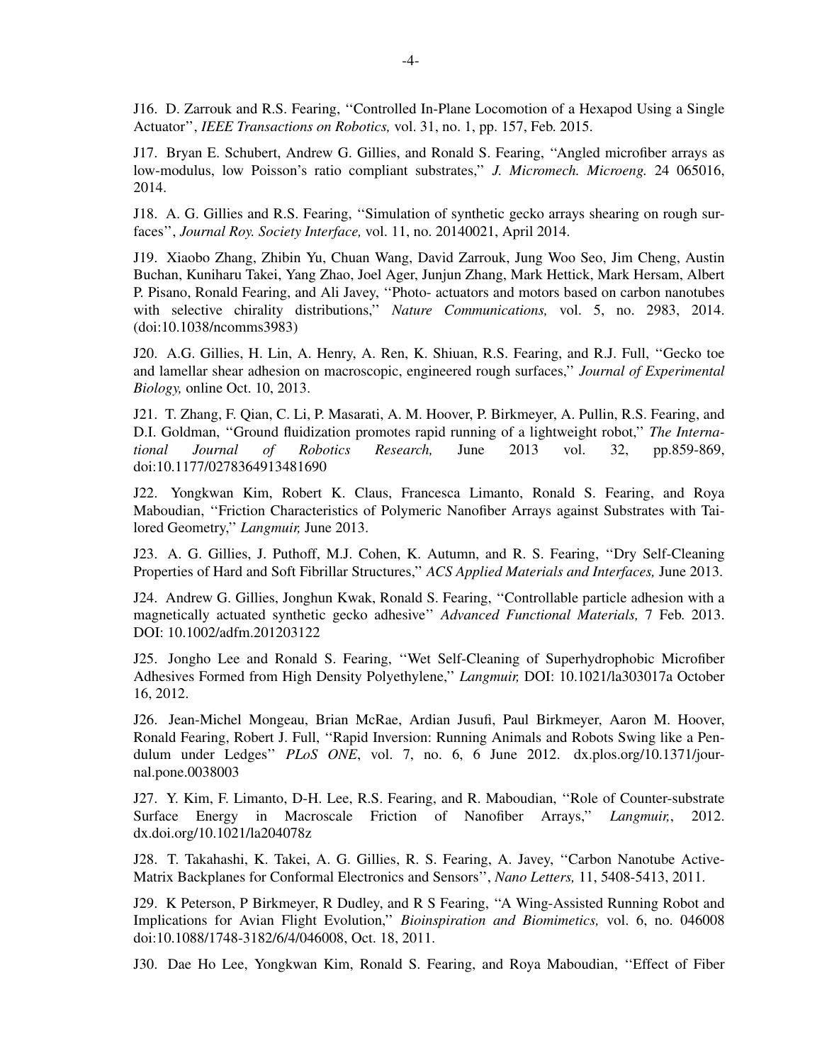J16. D. Zarrouk and R.S. Fearing, ''Controlled In-Plane Locomotion of a Hexapod Using a Single Actuator'', *IEEE Transactions on Robotics,* vol. 31, no. 1, pp. 157, Feb. 2015.

J17. Bryan E. Schubert, Andrew G. Gillies, and Ronald S. Fearing, ''Angled microfiber arrays as low-modulus, low Poisson's ratio compliant substrates,'' *J. Micromech. Microeng.* 24 065016, 2014.

J18. A. G. Gillies and R.S. Fearing, ''Simulation of synthetic gecko arrays shearing on rough surfaces'', *Journal Roy. Society Interface,* vol. 11, no. 20140021, April 2014.

J19. Xiaobo Zhang, Zhibin Yu, Chuan Wang, David Zarrouk, Jung Woo Seo, Jim Cheng, Austin Buchan, Kuniharu Takei, Yang Zhao, Joel Ager, Junjun Zhang, Mark Hettick, Mark Hersam, Albert P. Pisano, Ronald Fearing, and Ali Javey, ''Photo- actuators and motors based on carbon nanotubes with selective chirality distributions,'' *Nature Communications,* vol. 5, no. 2983, 2014. (doi:10.1038/ncomms3983)

J20. A.G. Gillies, H. Lin, A. Henry, A. Ren, K. Shiuan, R.S. Fearing, and R.J. Full, ''Gecko toe and lamellar shear adhesion on macroscopic, engineered rough surfaces,'' *Journal of Experimental Biology,* online Oct. 10, 2013.

J21. T. Zhang, F. Qian, C. Li, P. Masarati, A. M. Hoover, P. Birkmeyer, A. Pullin, R.S. Fearing, and D.I. Goldman, ''Ground fluidization promotes rapid running of a lightweight robot,'' *The International Journal of Robotics Research,* June 2013 vol. 32, pp.859-869, doi:10.1177/0278364913481690

J22. Yongkwan Kim, Robert K. Claus, Francesca Limanto, Ronald S. Fearing, and Roya Maboudian, ''Friction Characteristics of Polymeric Nanofiber Arrays against Substrates with Tailored Geometry,'' *Langmuir,* June 2013.

J23. A. G. Gillies, J. Puthoff, M.J. Cohen, K. Autumn, and R. S. Fearing, ''Dry Self-Cleaning Properties of Hard and Soft Fibrillar Structures,'' *ACS Applied Materials and Interfaces,* June 2013.

J24. Andrew G. Gillies, Jonghun Kwak, Ronald S. Fearing, ''Controllable particle adhesion with a magnetically actuated synthetic gecko adhesive'' *Advanced Functional Materials,* 7 Feb. 2013. DOI: 10.1002/adfm.201203122

J25. Jongho Lee and Ronald S. Fearing, ''Wet Self-Cleaning of Superhydrophobic Microfiber Adhesives Formed from High Density Polyethylene,'' *Langmuir,* DOI: 10.1021/la303017a October 16, 2012.

J26. Jean-Michel Mongeau, Brian McRae, Ardian Jusufi, Paul Birkmeyer, Aaron M. Hoover, Ronald Fearing, Robert J. Full, ''Rapid Inversion: Running Animals and Robots Swing like a Pendulum under Ledges'' *PLoS ONE*, vol. 7, no. 6, 6 June 2012. dx.plos.org/10.1371/journal.pone.0038003

J27. Y. Kim, F. Limanto, D-H. Lee, R.S. Fearing, and R. Maboudian, ''Role of Counter-substrate Surface Energy in Macroscale Friction of Nanofiber Arrays,'' *Langmuir,*, 2012. dx.doi.org/10.1021/la204078z

J28. T. Takahashi, K. Takei, A. G. Gillies, R. S. Fearing, A. Javey, ''Carbon Nanotube Active-Matrix Backplanes for Conformal Electronics and Sensors'', *Nano Letters,* 11, 5408-5413, 2011.

J29. K Peterson, P Birkmeyer, R Dudley, and R S Fearing, ''A Wing-Assisted Running Robot and Implications for Avian Flight Evolution,'' *Bioinspiration and Biomimetics,* vol. 6, no. 046008 doi:10.1088/1748-3182/6/4/046008, Oct. 18, 2011.

J30. Dae Ho Lee, Yongkwan Kim, Ronald S. Fearing, and Roya Maboudian, ''Effect of Fiber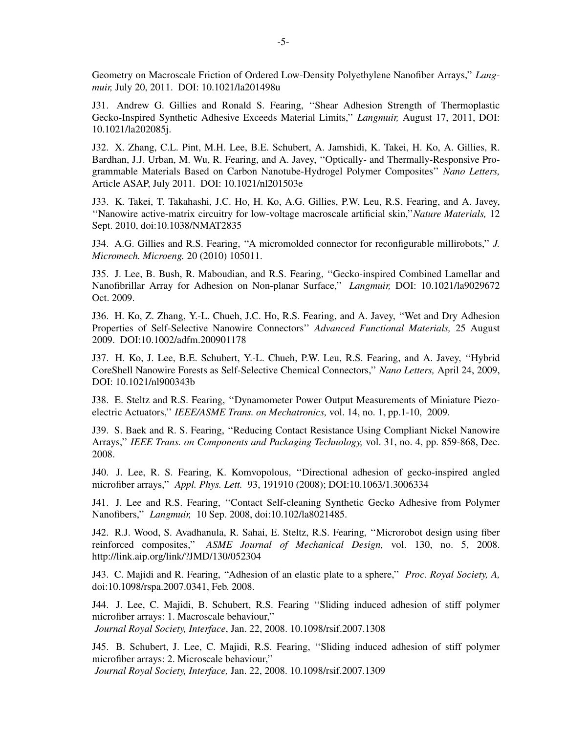Geometry on Macroscale Friction of Ordered Low-Density Polyethylene Nanofiber Arrays,'' *Langmuir,* July 20, 2011. DOI: 10.1021/la201498u

J31. Andrew G. Gillies and Ronald S. Fearing, ''Shear Adhesion Strength of Thermoplastic Gecko-Inspired Synthetic Adhesive Exceeds Material Limits,'' *Langmuir,* August 17, 2011, DOI: 10.1021/la202085j.

J32. X. Zhang, C.L. Pint, M.H. Lee, B.E. Schubert, A. Jamshidi, K. Takei, H. Ko, A. Gillies, R. Bardhan, J.J. Urban, M. Wu, R. Fearing, and A. Javey, ''Optically- and Thermally-Responsive Programmable Materials Based on Carbon Nanotube-Hydrogel Polymer Composites'' *Nano Letters,* Article ASAP, July 2011. DOI: 10.1021/nl201503e

J33. K. Takei, T. Takahashi, J.C. Ho, H. Ko, A.G. Gillies, P.W. Leu, R.S. Fearing, and A. Javey, ''Nanowire active-matrix circuitry for low-voltage macroscale artificial skin,''*Nature Materials,* 12 Sept. 2010, doi:10.1038/NMAT2835

J34. A.G. Gillies and R.S. Fearing, ''A micromolded connector for reconfigurable millirobots,'' *J. Micromech. Microeng.* 20 (2010) 105011.

J35. J. Lee, B. Bush, R. Maboudian, and R.S. Fearing, ''Gecko-inspired Combined Lamellar and Nanofibrillar Array for Adhesion on Non-planar Surface,'' *Langmuir,* DOI: 10.1021/la9029672 Oct. 2009.

J36. H. Ko, Z. Zhang, Y.-L. Chueh, J.C. Ho, R.S. Fearing, and A. Javey, ''Wet and Dry Adhesion Properties of Self-Selective Nanowire Connectors'' *Advanced Functional Materials,* 25 August 2009. DOI:10.1002/adfm.200901178

J37. H. Ko, J. Lee, B.E. Schubert, Y.-L. Chueh, P.W. Leu, R.S. Fearing, and A. Javey, ''Hybrid CoreShell Nanowire Forests as Self-Selective Chemical Connectors,'' *Nano Letters,* April 24, 2009, DOI: 10.1021/nl900343b

J38. E. Steltz and R.S. Fearing, ''Dynamometer Power Output Measurements of Miniature Piezoelectric Actuators,'' *IEEE/ASME Trans. on Mechatronics,* vol. 14, no. 1, pp.1-10, 2009.

J39. S. Baek and R. S. Fearing, ''Reducing Contact Resistance Using Compliant Nickel Nanowire Arrays,'' *IEEE Trans. on Components and Packaging Technology,* vol. 31, no. 4, pp. 859-868, Dec. 2008.

J40. J. Lee, R. S. Fearing, K. Komvopolous, ''Directional adhesion of gecko-inspired angled microfiber arrays,'' *Appl. Phys. Lett.* 93, 191910 (2008); DOI:10.1063/1.3006334

J41. J. Lee and R.S. Fearing, ''Contact Self-cleaning Synthetic Gecko Adhesive from Polymer Nanofibers,'' *Langmuir,* 10 Sep. 2008, doi:10.102/la8021485.

J42. R.J. Wood, S. Avadhanula, R. Sahai, E. Steltz, R.S. Fearing, ''Microrobot design using fiber reinforced composites,'' *ASME Journal of Mechanical Design,* vol. 130, no. 5, 2008. http://link.aip.org/link/?JMD/130/052304

J43. C. Majidi and R. Fearing, ''Adhesion of an elastic plate to a sphere,'' *Proc. Royal Society, A,* doi:10.1098/rspa.2007.0341, Feb. 2008.

J44. J. Lee, C. Majidi, B. Schubert, R.S. Fearing ''Sliding induced adhesion of stiff polymer microfiber arrays: 1. Macroscale behaviour,'' *Journal Royal Society, Interface*, Jan. 22, 2008. 10.1098/rsif.2007.1308

J45. B. Schubert, J. Lee, C. Majidi, R.S. Fearing, ''Sliding induced adhesion of stiff polymer microfiber arrays: 2. Microscale behaviour,'' *Journal Royal Society, Interface,* Jan. 22, 2008. 10.1098/rsif.2007.1309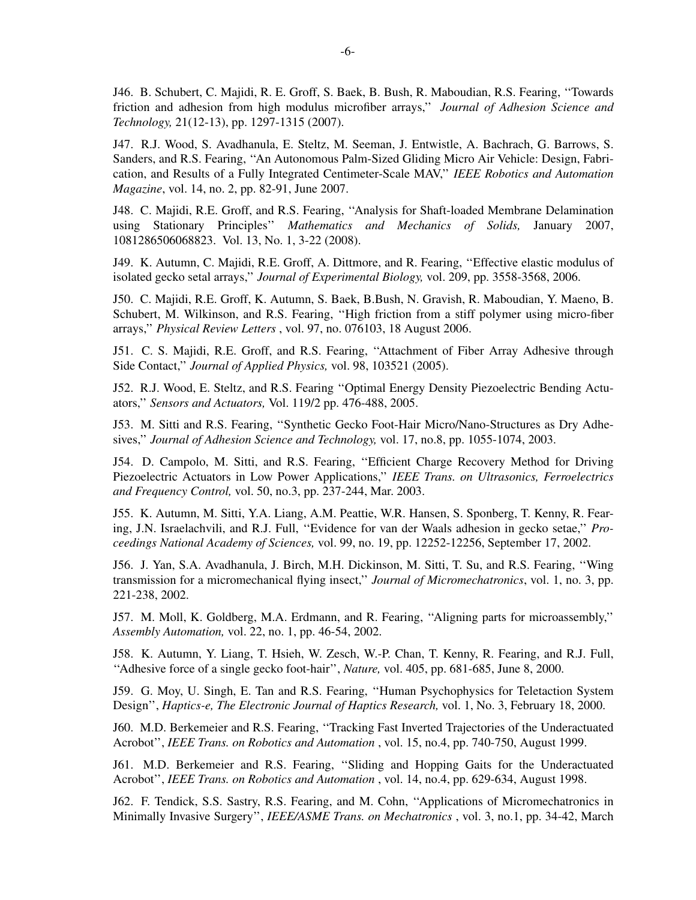J46. B. Schubert, C. Majidi, R. E. Groff, S. Baek, B. Bush, R. Maboudian, R.S. Fearing, ''Towards friction and adhesion from high modulus microfiber arrays,'' *Journal of Adhesion Science and Technology,* 21(12-13), pp. 1297-1315 (2007).

J47. R.J. Wood, S. Avadhanula, E. Steltz, M. Seeman, J. Entwistle, A. Bachrach, G. Barrows, S. Sanders, and R.S. Fearing, "An Autonomous Palm-Sized Gliding Micro Air Vehicle: Design, Fabrication, and Results of a Fully Integrated Centimeter-Scale MAV," *IEEE Robotics and Automation Magazine*, vol. 14, no. 2, pp. 82-91, June 2007.

J48. C. Majidi, R.E. Groff, and R.S. Fearing, ''Analysis for Shaft-loaded Membrane Delamination using Stationary Principles'' *Mathematics and Mechanics of Solids,* January 2007, 1081286506068823. Vol. 13, No. 1, 3-22 (2008).

J49. K. Autumn, C. Majidi, R.E. Groff, A. Dittmore, and R. Fearing, ''Effective elastic modulus of isolated gecko setal arrays,'' *Journal of Experimental Biology,* vol. 209, pp. 3558-3568, 2006.

J50. C. Majidi, R.E. Groff, K. Autumn, S. Baek, B.Bush, N. Gravish, R. Maboudian, Y. Maeno, B. Schubert, M. Wilkinson, and R.S. Fearing, ''High friction from a stiff polymer using micro-fiber arrays,'' *Physical Review Letters* , vol. 97, no. 076103, 18 August 2006.

J51. C. S. Majidi, R.E. Groff, and R.S. Fearing, ''Attachment of Fiber Array Adhesive through Side Contact,'' *Journal of Applied Physics,* vol. 98, 103521 (2005).

J52. R.J. Wood, E. Steltz, and R.S. Fearing ''Optimal Energy Density Piezoelectric Bending Actuators,'' *Sensors and Actuators,* Vol. 119/2 pp. 476-488, 2005.

J53. M. Sitti and R.S. Fearing, ''Synthetic Gecko Foot-Hair Micro/Nano-Structures as Dry Adhesives,'' *Journal of Adhesion Science and Technology,* vol. 17, no.8, pp. 1055-1074, 2003.

J54. D. Campolo, M. Sitti, and R.S. Fearing, ''Efficient Charge Recovery Method for Driving Piezoelectric Actuators in Low Power Applications,'' *IEEE Trans. on Ultrasonics, Ferroelectrics and Frequency Control,* vol. 50, no.3, pp. 237-244, Mar. 2003.

J55. K. Autumn, M. Sitti, Y.A. Liang, A.M. Peattie, W.R. Hansen, S. Sponberg, T. Kenny, R. Fearing, J.N. Israelachvili, and R.J. Full, ''Evidence for van der Waals adhesion in gecko setae,'' *Proceedings National Academy of Sciences,* vol. 99, no. 19, pp. 12252-12256, September 17, 2002.

J56. J. Yan, S.A. Avadhanula, J. Birch, M.H. Dickinson, M. Sitti, T. Su, and R.S. Fearing, ''Wing transmission for a micromechanical flying insect,'' *Journal of Micromechatronics*, vol. 1, no. 3, pp. 221-238, 2002.

J57. M. Moll, K. Goldberg, M.A. Erdmann, and R. Fearing, ''Aligning parts for microassembly,'' *Assembly Automation,* vol. 22, no. 1, pp. 46-54, 2002.

J58. K. Autumn, Y. Liang, T. Hsieh, W. Zesch, W.-P. Chan, T. Kenny, R. Fearing, and R.J. Full, ''Adhesive force of a single gecko foot-hair'', *Nature,* vol. 405, pp. 681-685, June 8, 2000.

J59. G. Moy, U. Singh, E. Tan and R.S. Fearing, ''Human Psychophysics for Teletaction System Design'', *Haptics-e, The Electronic Journal of Haptics Research,* vol. 1, No. 3, February 18, 2000.

J60. M.D. Berkemeier and R.S. Fearing, ''Tracking Fast Inverted Trajectories of the Underactuated Acrobot'', *IEEE Trans. on Robotics and Automation* , vol. 15, no.4, pp. 740-750, August 1999.

J61. M.D. Berkemeier and R.S. Fearing, ''Sliding and Hopping Gaits for the Underactuated Acrobot'', *IEEE Trans. on Robotics and Automation* , vol. 14, no.4, pp. 629-634, August 1998.

J62. F. Tendick, S.S. Sastry, R.S. Fearing, and M. Cohn, ''Applications of Micromechatronics in Minimally Invasive Surgery'', *IEEE/ASME Trans. on Mechatronics* , vol. 3, no.1, pp. 34-42, March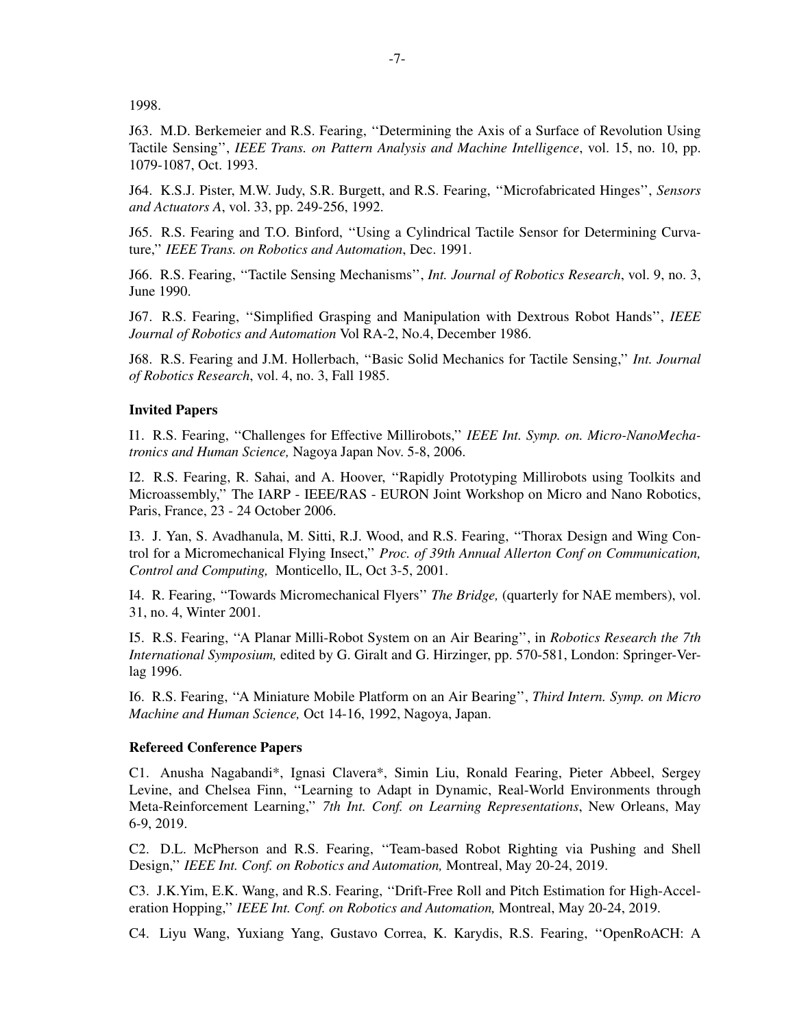1998.

J63. M.D. Berkemeier and R.S. Fearing, ''Determining the Axis of a Surface of Revolution Using Tactile Sensing'', *IEEE Trans. on Pattern Analysis and Machine Intelligence*, vol. 15, no. 10, pp. 1079-1087, Oct. 1993.

J64. K.S.J. Pister, M.W. Judy, S.R. Burgett, and R.S. Fearing, ''Microfabricated Hinges'', *Sensors and Actuators A*, vol. 33, pp. 249-256, 1992.

J65. R.S. Fearing and T.O. Binford, ''Using a Cylindrical Tactile Sensor for Determining Curvature,'' *IEEE Trans. on Robotics and Automation*, Dec. 1991.

J66. R.S. Fearing, ''Tactile Sensing Mechanisms'', *Int. Journal of Robotics Research*, vol. 9, no. 3, June 1990.

J67. R.S. Fearing, ''Simplified Grasping and Manipulation with Dextrous Robot Hands'', *IEEE Journal of Robotics and Automation* Vol RA-2, No.4, December 1986.

J68. R.S. Fearing and J.M. Hollerbach, ''Basic Solid Mechanics for Tactile Sensing,'' *Int. Journal of Robotics Research*, vol. 4, no. 3, Fall 1985.

### Invited Papers

I1. R.S. Fearing, ''Challenges for Effective Millirobots,'' *IEEE Int. Symp. on. Micro-NanoMechatronics and Human Science,* Nagoya Japan Nov. 5-8, 2006.

I2. R.S. Fearing, R. Sahai, and A. Hoover, ''Rapidly Prototyping Millirobots using Toolkits and Microassembly,'' The IARP - IEEE/RAS - EURON Joint Workshop on Micro and Nano Robotics, Paris, France, 23 - 24 October 2006.

I3. J. Yan, S. Avadhanula, M. Sitti, R.J. Wood, and R.S. Fearing, ''Thorax Design and Wing Control for a Micromechanical Flying Insect,'' *Proc. of 39th Annual Allerton Conf on Communication, Control and Computing,* Monticello, IL, Oct 3-5, 2001.

I4. R. Fearing, ''Towards Micromechanical Flyers'' *The Bridge,* (quarterly for NAE members), vol. 31, no. 4, Winter 2001.

I5. R.S. Fearing, ''A Planar Milli-Robot System on an Air Bearing'', in *Robotics Research the 7th International Symposium,* edited by G. Giralt and G. Hirzinger, pp. 570-581, London: Springer-Verlag 1996.

I6. R.S. Fearing, ''A Miniature Mobile Platform on an Air Bearing'', *Third Intern. Symp. on Micro Machine and Human Science,* Oct 14-16, 1992, Nagoya, Japan.

### Refereed Conference Papers

C1. Anusha Nagabandi*, Ignasi Clavera*, Simin Liu, Ronald Fearing, Pieter Abbeel, Sergey Levine, and Chelsea Finn, ''Learning to Adapt in Dynamic, Real-World Environments through Meta-Reinforcement Learning,'' *7th Int. Conf. on Learning Representations*, New Orleans, May 6-9, 2019.

C2. D.L. McPherson and R.S. Fearing, ''Team-based Robot Righting via Pushing and Shell Design,'' *IEEE Int. Conf. on Robotics and Automation,* Montreal, May 20-24, 2019.

C3. J.K.Yim, E.K. Wang, and R.S. Fearing, ''Drift-Free Roll and Pitch Estimation for High-Acceleration Hopping,'' *IEEE Int. Conf. on Robotics and Automation,* Montreal, May 20-24, 2019.

C4. Liyu Wang, Yuxiang Yang, Gustavo Correa, K. Karydis, R.S. Fearing, ''OpenRoACH: A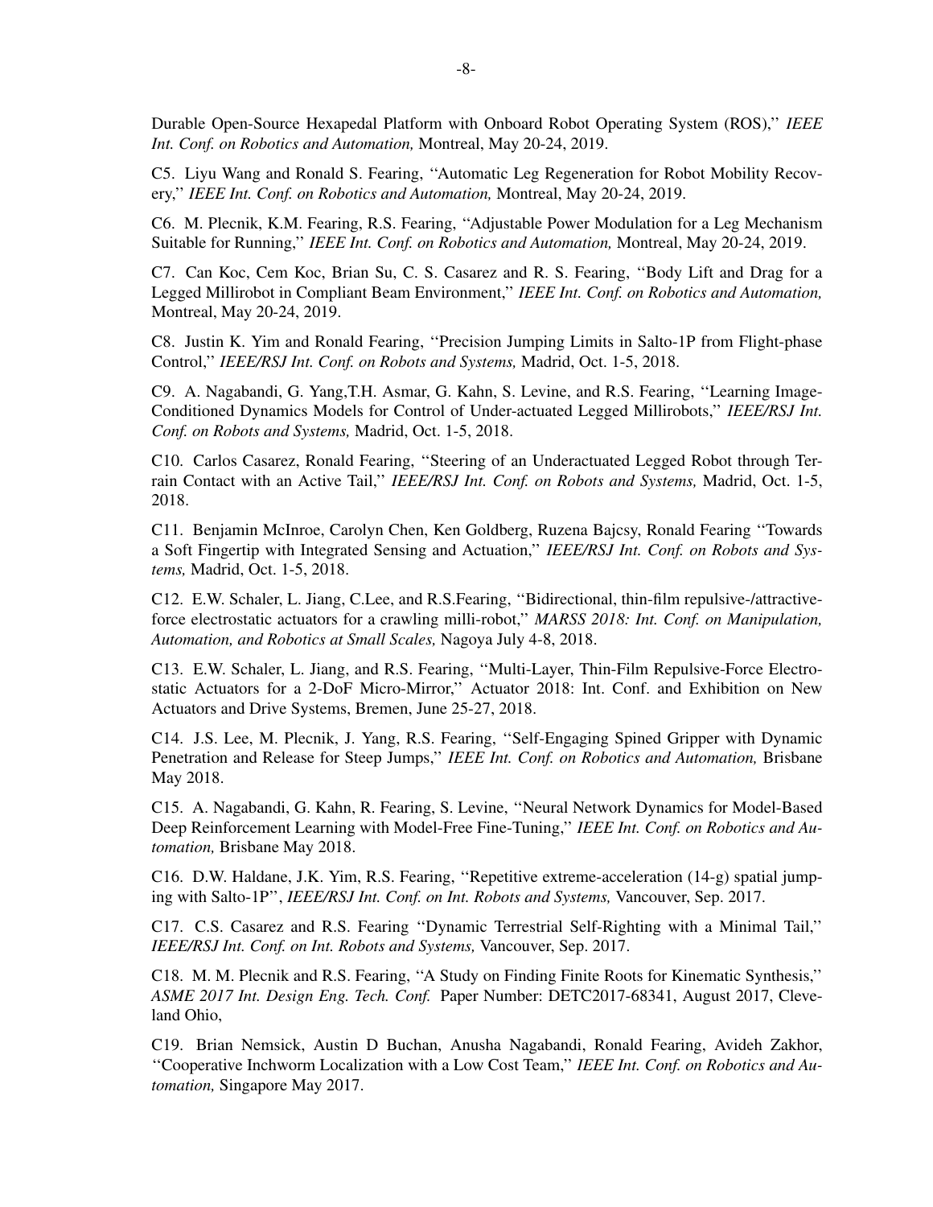Durable Open-Source Hexapedal Platform with Onboard Robot Operating System (ROS)," *IEEE Int. Conf. on Robotics and Automation,* Montreal, May 20-24, 2019.

C5. Liyu Wang and Ronald S. Fearing, "Automatic Leg Regeneration for Robot Mobility Recovery," *IEEE Int. Conf. on Robotics and Automation,* Montreal, May 20-24, 2019.

C6. M. Plecnik, K.M. Fearing, R.S. Fearing, "Adjustable Power Modulation for a Leg Mechanism Suitable for Running," *IEEE Int. Conf. on Robotics and Automation,* Montreal, May 20-24, 2019.

C7. Can Koc, Cem Koc, Brian Su, C. S. Casarez and R. S. Fearing, "Body Lift and Drag for a Legged Millirobot in Compliant Beam Environment," *IEEE Int. Conf. on Robotics and Automation,* Montreal, May 20-24, 2019.

C8. Justin K. Yim and Ronald Fearing, "Precision Jumping Limits in Salto-1P from Flight-phase Control," *IEEE/RSJ Int. Conf. on Robots and Systems,* Madrid, Oct. 1-5, 2018.

C9. A. Nagabandi, G. Yang,T.H. Asmar, G. Kahn, S. Levine, and R.S. Fearing, "Learning Image-Conditioned Dynamics Models for Control of Under-actuated Legged Millirobots," *IEEE/RSJ Int. Conf. on Robots and Systems,* Madrid, Oct. 1-5, 2018.

C10. Carlos Casarez, Ronald Fearing, "Steering of an Underactuated Legged Robot through Terrain Contact with an Active Tail," *IEEE/RSJ Int. Conf. on Robots and Systems,* Madrid, Oct. 1-5, 2018.

C11. Benjamin McInroe, Carolyn Chen, Ken Goldberg, Ruzena Bajcsy, Ronald Fearing "Towards a Soft Fingertip with Integrated Sensing and Actuation," *IEEE/RSJ Int. Conf. on Robots and Systems,* Madrid, Oct. 1-5, 2018.

C12. E.W. Schaler, L. Jiang, C.Lee, and R.S.Fearing, "Bidirectional, thin-film repulsive-/attractive-force electrostatic actuators for a crawling milli-robot," *MARSS 2018: Int. Conf. on Manipulation, Automation, and Robotics at Small Scales,* Nagoya July 4-8, 2018.

C13. E.W. Schaler, L. Jiang, and R.S. Fearing, "Multi-Layer, Thin-Film Repulsive-Force Electrostatic Actuators for a 2-DoF Micro-Mirror," Actuator 2018: Int. Conf. and Exhibition on New Actuators and Drive Systems, Bremen, June 25-27, 2018.

C14. J.S. Lee, M. Plecnik, J. Yang, R.S. Fearing, "Self-Engaging Spined Gripper with Dynamic Penetration and Release for Steep Jumps," *IEEE Int. Conf. on Robotics and Automation,* Brisbane May 2018.

C15. A. Nagabandi, G. Kahn, R. Fearing, S. Levine, "Neural Network Dynamics for Model-Based Deep Reinforcement Learning with Model-Free Fine-Tuning," *IEEt Int. Conf. on Robotics and Automation,* Brisbane May 2018.

C16. D.W. Haldane, J.K. Yim, R.S. Fearing, "Repetitive extreme-acceleration (14-g) spatial jumping with Salto-1P", *IEEE/RSJ Int. Conf. on Int. Robots and Systems,* Vancouver, Sep. 2017.

C17. C.S. Casarez and R.S. Fearing "Dynamic Terrestrial Self-Righting with a Minimal Tail," *IEEE/RSJ Int. Conf. on Int. Robots and Systems,* Vancouver, Sep. 2017.

C18. M. M. Plecnik and R.S. Fearing, "A Study on Finding Finite Roots for Kinematic Synthesis," *ASME 2017 Int. Design Eng. Tech. Conf.* Paper Number: DETC2017-68341, August 2017, Cleveland Ohio,

C19. Brian Nemsick, Austin D Buchan, Anusha Nagabandi, Ronald Fearing, Avideh Zakhor, "Cooperative Inchworm Localization with a Low Cost Team," *IEEE Int. Conf. on Robotics and Automation,* Singapore May 2017.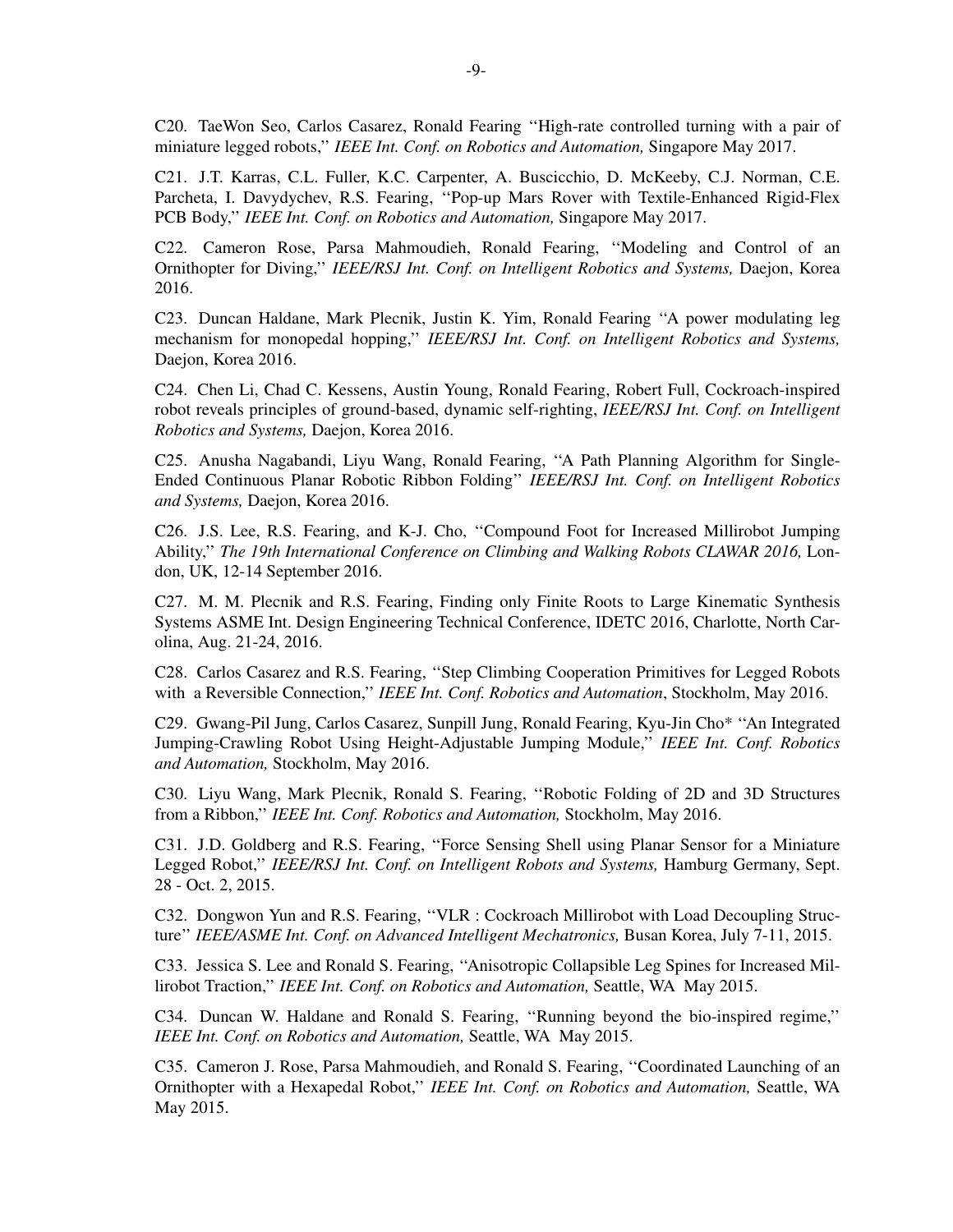C20. TaeWon Seo, Carlos Casarez, Ronald Fearing "High-rate controlled turning with a pair of miniature legged robots," *IEEE Int. Conf. on Robotics and Automation,* Singapore May 2017.

C21. J.T. Karras, C.L. Fuller, K.C. Carpenter, A. Buscicchio, D. McKeeby, C.J. Norman, C.E. Parcheta, I. Davydychev, R.S. Fearing, "Pop-up Mars Rover with Textile-Enhanced Rigid-Flex PCB Body," *IEEE Int. Conf. on Robotics and Automation,* Singapore May 2017.

C22. Cameron Rose, Parsa Mahmoudieh, Ronald Fearing, "Modeling and Control of an Ornithopter for Diving," *IEEE/RSJ Int. Conf. on Intelligent Robotics and Systems,* Daejon, Korea 2016.

C23. Duncan Haldane, Mark Plecnik, Justin K. Yim, Ronald Fearing "A power modulating leg mechanism for monopedal hopping," *IEEE/RSJ Int. Conf. on Intelligent Robotics and Systems,* Daejon, Korea 2016.

C24. Chen Li, Chad C. Kessens, Austin Young, Ronald Fearing, Robert Full, Cockroach-inspired robot reveals principles of ground-based, dynamic self-righting, *IEEE/RSJ Int. Conf. on Intelligent Robotics and Systems,* Daejon, Korea 2016.

C25. Anusha Nagabandi, Liyu Wang, Ronald Fearing, "A Path Planning Algorithm for Single-Ended Continuous Planar Robotic Ribbon Folding" *IEEE/RSJ Int. Conf. on Intelligent Robotics and Systems,* Daejon, Korea 2016.

C26. J.S. Lee, R.S. Fearing, and K-J. Cho, "Compound Foot for Increased Millirobot Jumping Ability," *The 19th International Conference on Climbing and Walking Robots CLAWAR 2016,* London, UK, 12-14 September 2016.

C27. M. M. Plecnik and R.S. Fearing, Finding only Finite Roots to Large Kinematic Synthesis Systems ASME Int. Design Engineering Technical Conference, IDETC 2016, Charlotte, North Carolina, Aug. 21-24, 2016.

C28. Carlos Casarez and R.S. Fearing, "Step Climbing Cooperation Primitives for Legged Robots with a Reversible Connection," *IEEE Int. Conf. Robotics and Automation*, Stockholm, May 2016.

C29. Gwang-Pil Jung, Carlos Casarez, Sunpill Jung, Ronald Fearing, Kyu-Jin Cho* "An Integrated Jumping-Crawling Robot Using Height-Adjustable Jumping Module," *IEEE Int. Conf. Robotics and Automation,* Stockholm, May 2016.

C30. Liyu Wang, Mark Plecnik, Ronald S. Fearing, "Robotic Folding of 2D and 3D Structures from a Ribbon," *IEEE Int. Conf. Robotics and Automation,* Stockholm, May 2016.

C31. J.D. Goldberg and R.S. Fearing, "Force Sensing Shell using Planar Sensor for a Miniature Legged Robot," *IEEE/RSJ Int. Conf. on Intelligent Robots and Systems,* Hamburg Germany, Sept. 28 - Oct. 2, 2015.

C32. Dongwon Yun and R.S. Fearing, "VLR : Cockroach Millirobot with Load Decoupling Structure" *IEEE/ASME Int. Conf. on Advanced Intelligent Mechatronics,* Busan Korea, July 7-11, 2015.

C33. Jessica S. Lee and Ronald S. Fearing, "Anisotropic Collapsible Leg Spines for Increased Millirobot Traction," *IEEE Int. Conf. on Robotics and Automation,* Seattle, WA May 2015.

C34. Duncan W. Haldane and Ronald S. Fearing, "Running beyond the bio-inspired regime," *IEEE Int. Conf. on Robotics and Automation,* Seattle, WA May 2015.

C35. Cameron J. Rose, Parsa Mahmoudieh, and Ronald S. Fearing, "Coordinated Launching of an Ornithopter with a Hexapedal Robot," *IEEE Int. Conf. on Robotics and Automation,* Seattle, WA May 2015.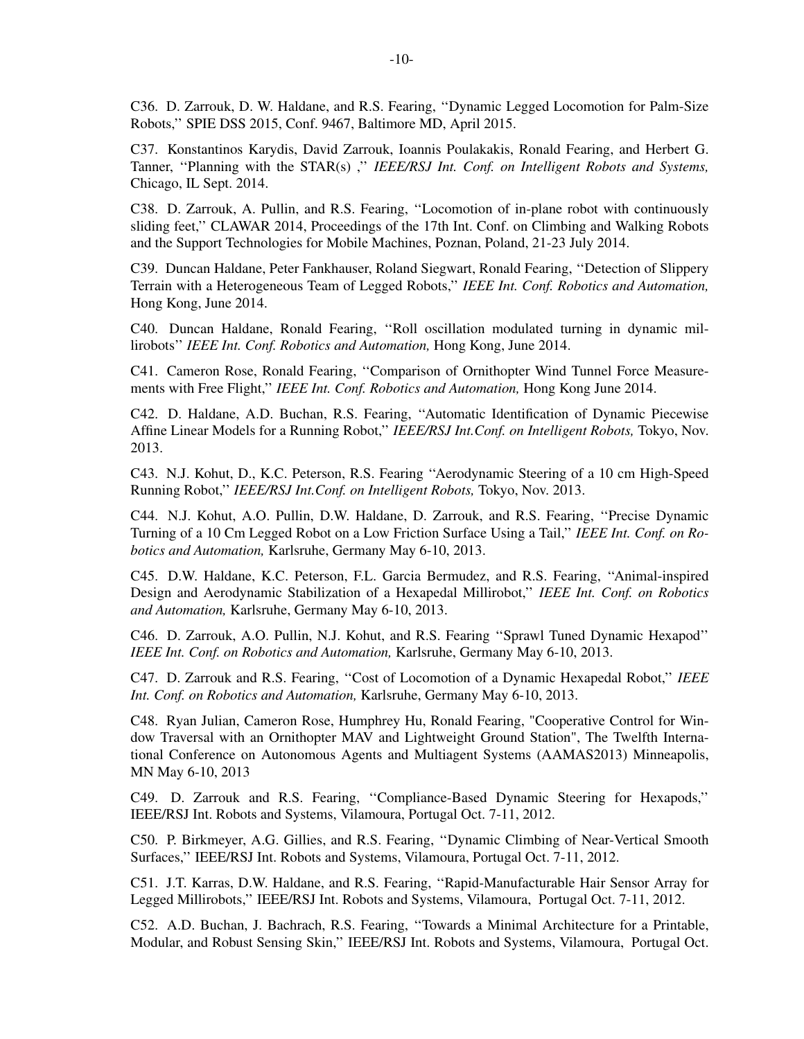C36. D. Zarrouk, D. W. Haldane, and R.S. Fearing, ''Dynamic Legged Locomotion for Palm-Size Robots,'' SPIE DSS 2015, Conf. 9467, Baltimore MD, April 2015.

C37. Konstantinos Karydis, David Zarrouk, Ioannis Poulakakis, Ronald Fearing, and Herbert G. Tanner, ''Planning with the STAR(s) ,'' *IEEE/RSJ Int. Conf. on Intelligent Robots and Systems,* Chicago, IL Sept. 2014.

C38. D. Zarrouk, A. Pullin, and R.S. Fearing, ''Locomotion of in-plane robot with continuously sliding feet,'' CLAWAR 2014, Proceedings of the 17th Int. Conf. on Climbing and Walking Robots and the Support Technologies for Mobile Machines, Poznan, Poland, 21-23 July 2014.

C39. Duncan Haldane, Peter Fankhauser, Roland Siegwart, Ronald Fearing, ''Detection of Slippery Terrain with a Heterogeneous Team of Legged Robots,'' *IEEE Int. Conf. Robotics and Automation,* Hong Kong, June 2014.

C40. Duncan Haldane, Ronald Fearing, ''Roll oscillation modulated turning in dynamic millirobots'' *IEEE Int. Conf. Robotics and Automation,* Hong Kong, June 2014.

C41. Cameron Rose, Ronald Fearing, ''Comparison of Ornithopter Wind Tunnel Force Measurements with Free Flight,'' *IEEE Int. Conf. Robotics and Automation,* Hong Kong June 2014.

C42. D. Haldane, A.D. Buchan, R.S. Fearing, ''Automatic Identification of Dynamic Piecewise Affine Linear Models for a Running Robot,'' *IEEE/RSJ Int.Conf. on Intelligent Robots,* Tokyo, Nov. 2013.

C43. N.J. Kohut, D., K.C. Peterson, R.S. Fearing ''Aerodynamic Steering of a 10 cm High-Speed Running Robot,'' *IEEE/RSJ Int.Conf. on Intelligent Robots,* Tokyo, Nov. 2013.

C44. N.J. Kohut, A.O. Pullin, D.W. Haldane, D. Zarrouk, and R.S. Fearing, ''Precise Dynamic Turning of a 10 Cm Legged Robot on a Low Friction Surface Using a Tail,'' *IEEE Int. Conf. on Robotics and Automation,* Karlsruhe, Germany May 6-10, 2013.

C45. D.W. Haldane, K.C. Peterson, F.L. Garcia Bermudez, and R.S. Fearing, ''Animal-inspired Design and Aerodynamic Stabilization of a Hexapedal Millirobot,'' *IEEE Int. Conf. on Robotics and Automation,* Karlsruhe, Germany May 6-10, 2013.

C46. D. Zarrouk, A.O. Pullin, N.J. Kohut, and R.S. Fearing ''Sprawl Tuned Dynamic Hexapod'' *IEEE Int. Conf. on Robotics and Automation,* Karlsruhe, Germany May 6-10, 2013.

C47. D. Zarrouk and R.S. Fearing, ''Cost of Locomotion of a Dynamic Hexapedal Robot,'' *IEEE Int. Conf. on Robotics and Automation,* Karlsruhe, Germany May 6-10, 2013.

C48. Ryan Julian, Cameron Rose, Humphrey Hu, Ronald Fearing, "Cooperative Control for Window Traversal with an Ornithopter MAV and Lightweight Ground Station", The Twelfth International Conference on Autonomous Agents and Multiagent Systems (AAMAS2013) Minneapolis, MN May 6-10, 2013

C49. D. Zarrouk and R.S. Fearing, ''Compliance-Based Dynamic Steering for Hexapods,'' IEEE/RSJ Int. Robots and Systems, Vilamoura, Portugal Oct. 7-11, 2012.

C50. P. Birkmeyer, A.G. Gillies, and R.S. Fearing, ''Dynamic Climbing of Near-Vertical Smooth Surfaces,'' IEEE/RSJ Int. Robots and Systems, Vilamoura, Portugal Oct. 7-11, 2012.

C51. J.T. Karras, D.W. Haldane, and R.S. Fearing, ''Rapid-Manufacturable Hair Sensor Array for Legged Millirobots,'' IEEE/RSJ Int. Robots and Systems, Vilamoura, Portugal Oct. 7-11, 2012.

C52. A.D. Buchan, J. Bachrach, R.S. Fearing, ''Towards a Minimal Architecture for a Printable, Modular, and Robust Sensing Skin,'' IEEE/RSJ Int. Robots and Systems, Vilamoura, Portugal Oct.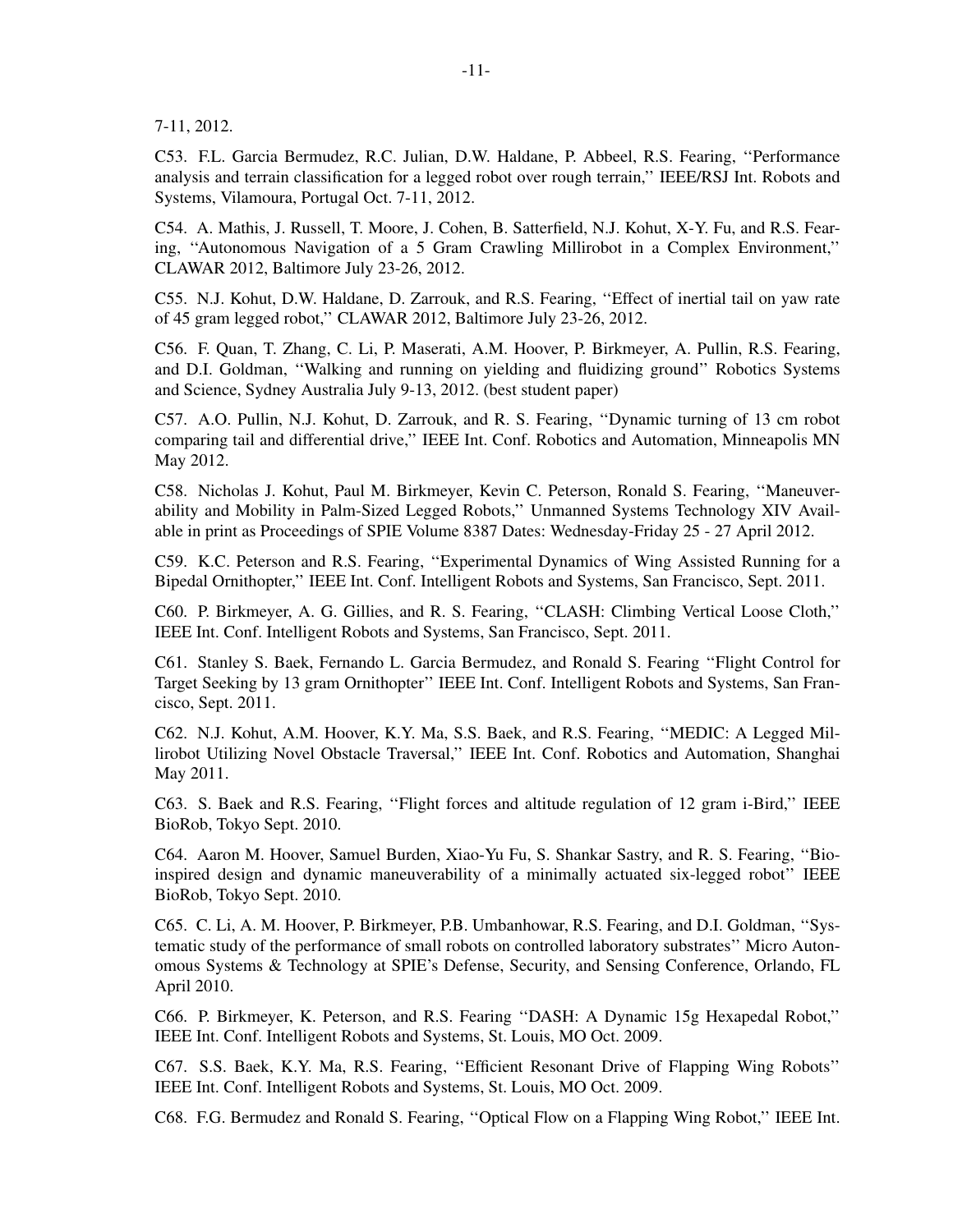7-11, 2012.

C53. F.L. Garcia Bermudez, R.C. Julian, D.W. Haldane, P. Abbeel, R.S. Fearing, ''Performance analysis and terrain classification for a legged robot over rough terrain,'' IEEE/RSJ Int. Robots and Systems, Vilamoura, Portugal Oct. 7-11, 2012.

C54. A. Mathis, J. Russell, T. Moore, J. Cohen, B. Satterfield, N.J. Kohut, X-Y. Fu, and R.S. Fearing, ''Autonomous Navigation of a 5 Gram Crawling Millirobot in a Complex Environment,'' CLAWAR 2012, Baltimore July 23-26, 2012.

C55. N.J. Kohut, D.W. Haldane, D. Zarrouk, and R.S. Fearing, ''Effect of inertial tail on yaw rate of 45 gram legged robot,'' CLAWAR 2012, Baltimore July 23-26, 2012.

C56. F. Quan, T. Zhang, C. Li, P. Maserati, A.M. Hoover, P. Birkmeyer, A. Pullin, R.S. Fearing, and D.I. Goldman, ''Walking and running on yielding and fluidizing ground'' Robotics Systems and Science, Sydney Australia July 9-13, 2012. (best student paper)

C57. A.O. Pullin, N.J. Kohut, D. Zarrouk, and R. S. Fearing, ''Dynamic turning of 13 cm robot comparing tail and differential drive,'' IEEE Int. Conf. Robotics and Automation, Minneapolis MN May 2012.

C58. Nicholas J. Kohut, Paul M. Birkmeyer, Kevin C. Peterson, Ronald S. Fearing, ''Maneuverability and Mobility in Palm-Sized Legged Robots,'' Unmanned Systems Technology XIV Available in print as Proceedings of SPIE Volume 8387 Dates: Wednesday-Friday 25 - 27 April 2012.

C59. K.C. Peterson and R.S. Fearing, ''Experimental Dynamics of Wing Assisted Running for a Bipedal Ornithopter,'' IEEE Int. Conf. Intelligent Robots and Systems, San Francisco, Sept. 2011.

C60. P. Birkmeyer, A. G. Gillies, and R. S. Fearing, ''CLASH: Climbing Vertical Loose Cloth,'' IEEE Int. Conf. Intelligent Robots and Systems, San Francisco, Sept. 2011.

C61. Stanley S. Baek, Fernando L. Garcia Bermudez, and Ronald S. Fearing ''Flight Control for Target Seeking by 13 gram Ornithopter'' IEEE Int. Conf. Intelligent Robots and Systems, San Francisco, Sept. 2011.

C62. N.J. Kohut, A.M. Hoover, K.Y. Ma, S.S. Baek, and R.S. Fearing, ''MEDIC: A Legged Millirobot Utilizing Novel Obstacle Traversal,'' IEEE Int. Conf. Robotics and Automation, Shanghai May 2011.

C63. S. Baek and R.S. Fearing, ''Flight forces and altitude regulation of 12 gram i-Bird,'' IEEE BioRob, Tokyo Sept. 2010.

C64. Aaron M. Hoover, Samuel Burden, Xiao-Yu Fu, S. Shankar Sastry, and R. S. Fearing, ''Bio-inspired design and dynamic maneuverability of a minimally actuated six-legged robot'' IEEE BioRob, Tokyo Sept. 2010.

C65. C. Li, A. M. Hoover, P. Birkmeyer, P.B. Umbanhowar, R.S. Fearing, and D.I. Goldman, ''Systematic study of the performance of small robots on controlled laboratory substrates'' Micro Autonomous Systems & Technology at SPIE's Defense, Security, and Sensing Conference, Orlando, FL April 2010.

C66. P. Birkmeyer, K. Peterson, and R.S. Fearing ''DASH: A Dynamic 15g Hexapedal Robot,'' IEEE Int. Conf. Intelligent Robots and Systems, St. Louis, MO Oct. 2009.

C67. S.S. Baek, K.Y. Ma, R.S. Fearing, ''Efficient Resonant Drive of Flapping Wing Robots'' IEEE Int. Conf. Intelligent Robots and Systems, St. Louis, MO Oct. 2009.

C68. F.G. Bermudez and Ronald S. Fearing, ''Optical Flow on a Flapping Wing Robot,'' IEEE Int.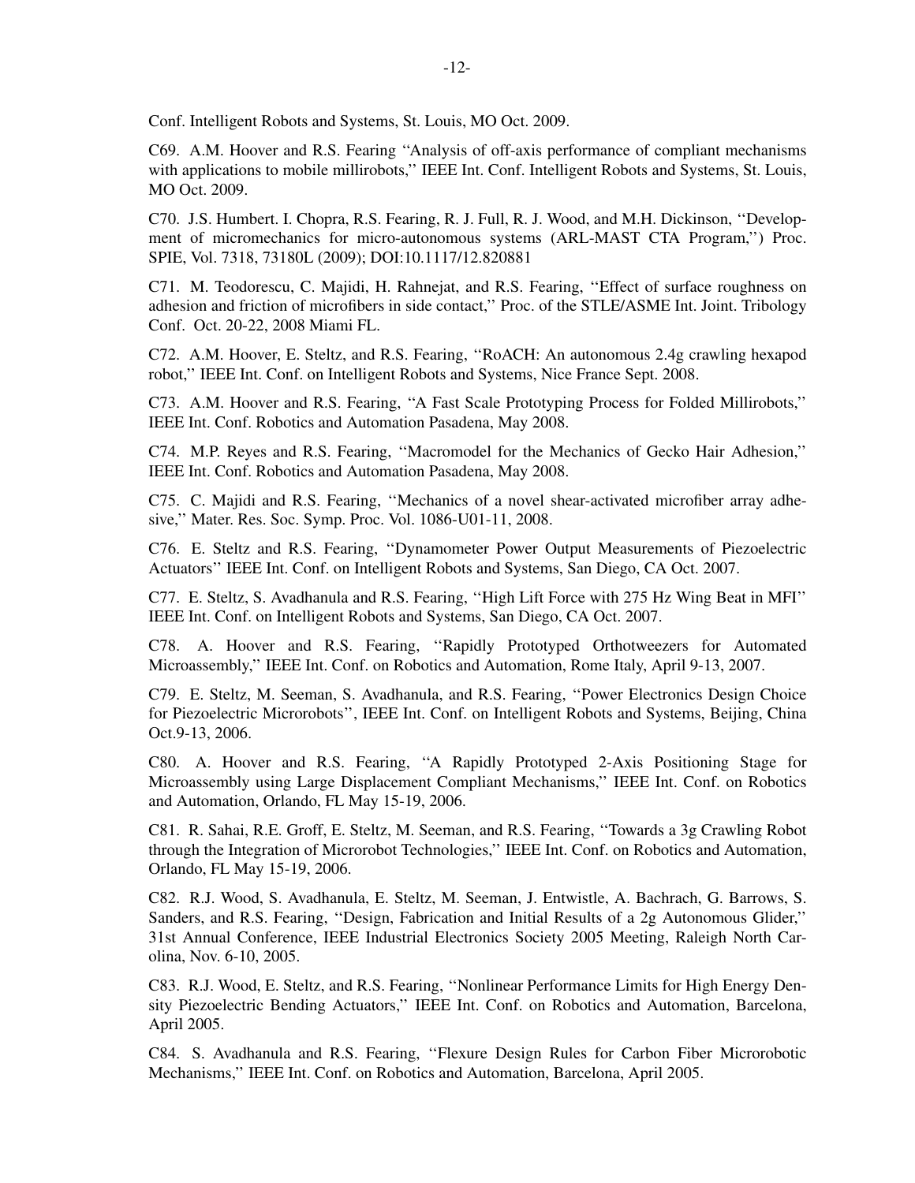Conf. Intelligent Robots and Systems, St. Louis, MO Oct. 2009.

C69. A.M. Hoover and R.S. Fearing ''Analysis of off-axis performance of compliant mechanisms with applications to mobile millirobots,'' IEEE Int. Conf. Intelligent Robots and Systems, St. Louis, MO Oct. 2009.

C70. J.S. Humbert. I. Chopra, R.S. Fearing, R. J. Full, R. J. Wood, and M.H. Dickinson, ''Development of micromechanics for micro-autonomous systems (ARL-MAST CTA Program,'') Proc. SPIE, Vol. 7318, 73180L (2009); DOI:10.1117/12.820881

C71. M. Teodorescu, C. Majidi, H. Rahnejat, and R.S. Fearing, ''Effect of surface roughness on adhesion and friction of microfibers in side contact,'' Proc. of the STLE/ASME Int. Joint. Tribology Conf. Oct. 20-22, 2008 Miami FL.

C72. A.M. Hoover, E. Steltz, and R.S. Fearing, ''RoACH: An autonomous 2.4g crawling hexapod robot,'' IEEE Int. Conf. on Intelligent Robots and Systems, Nice France Sept. 2008.

C73. A.M. Hoover and R.S. Fearing, ''A Fast Scale Prototyping Process for Folded Millirobots,'' IEEE Int. Conf. Robotics and Automation Pasadena, May 2008.

C74. M.P. Reyes and R.S. Fearing, ''Macromodel for the Mechanics of Gecko Hair Adhesion,'' IEEE Int. Conf. Robotics and Automation Pasadena, May 2008.

C75. C. Majidi and R.S. Fearing, ''Mechanics of a novel shear-activated microfiber array adhesive,'' Mater. Res. Soc. Symp. Proc. Vol. 1086-U01-11, 2008.

C76. E. Steltz and R.S. Fearing, ''Dynamometer Power Output Measurements of Piezoelectric Actuators'' IEEE Int. Conf. on Intelligent Robots and Systems, San Diego, CA Oct. 2007.

C77. E. Steltz, S. Avadhanula and R.S. Fearing, ''High Lift Force with 275 Hz Wing Beat in MFI'' IEEE Int. Conf. on Intelligent Robots and Systems, San Diego, CA Oct. 2007.

C78. A. Hoover and R.S. Fearing, ''Rapidly Prototyped Orthotweezers for Automated Microassembly,'' IEEE Int. Conf. on Robotics and Automation, Rome Italy, April 9-13, 2007.

C79. E. Steltz, M. Seeman, S. Avadhanula, and R.S. Fearing, ''Power Electronics Design Choice for Piezoelectric Microrobots'', IEEE Int. Conf. on Intelligent Robots and Systems, Beijing, China Oct.9-13, 2006.

C80. A. Hoover and R.S. Fearing, ''A Rapidly Prototyped 2-Axis Positioning Stage for Microassembly using Large Displacement Compliant Mechanisms,'' IEEE Int. Conf. on Robotics and Automation, Orlando, FL May 15-19, 2006.

C81. R. Sahai, R.E. Groff, E. Steltz, M. Seeman, and R.S. Fearing, ''Towards a 3g Crawling Robot through the Integration of Microrobot Technologies,'' IEEE Int. Conf. on Robotics and Automation, Orlando, FL May 15-19, 2006.

C82. R.J. Wood, S. Avadhanula, E. Steltz, M. Seeman, J. Entwistle, A. Bachrach, G. Barrows, S. Sanders, and R.S. Fearing, ''Design, Fabrication and Initial Results of a 2g Autonomous Glider,'' 31st Annual Conference, IEEE Industrial Electronics Society 2005 Meeting, Raleigh North Carolina, Nov. 6-10, 2005.

C83. R.J. Wood, E. Steltz, and R.S. Fearing, ''Nonlinear Performance Limits for High Energy Density Piezoelectric Bending Actuators,'' IEEE Int. Conf. on Robotics and Automation, Barcelona, April 2005.

C84. S. Avadhanula and R.S. Fearing, ''Flexure Design Rules for Carbon Fiber Microrobotic Mechanisms,'' IEEE Int. Conf. on Robotics and Automation, Barcelona, April 2005.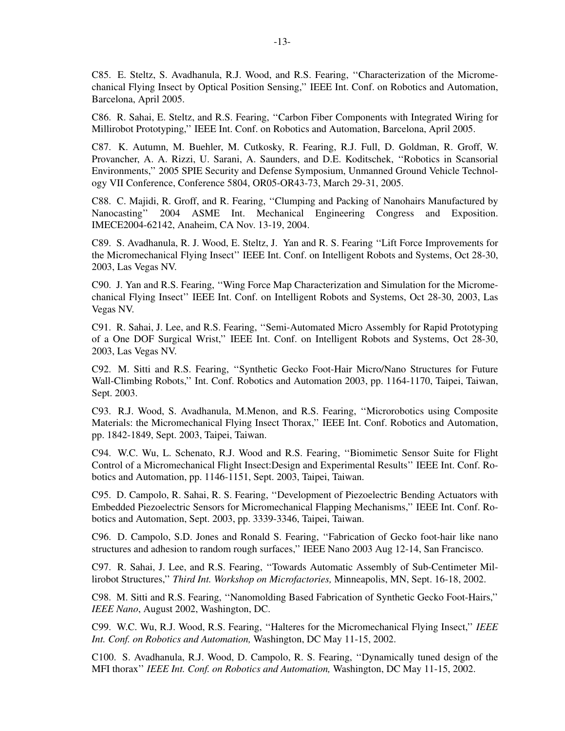C85. E. Steltz, S. Avadhanula, R.J. Wood, and R.S. Fearing, ''Characterization of the Micromechanical Flying Insect by Optical Position Sensing,'' IEEE Int. Conf. on Robotics and Automation, Barcelona, April 2005.

C86. R. Sahai, E. Steltz, and R.S. Fearing, ''Carbon Fiber Components with Integrated Wiring for Millirobot Prototyping,'' IEEE Int. Conf. on Robotics and Automation, Barcelona, April 2005.

C87. K. Autumn, M. Buehler, M. Cutkosky, R. Fearing, R.J. Full, D. Goldman, R. Groff, W. Provancher, A. A. Rizzi, U. Sarani, A. Saunders, and D.E. Koditschek, ''Robotics in Scansorial Environments,'' 2005 SPIE Security and Defense Symposium, Unmanned Ground Vehicle Technology VII Conference, Conference 5804, OR05-OR43-73, March 29-31, 2005.

C88. C. Majidi, R. Groff, and R. Fearing, ''Clumping and Packing of Nanohairs Manufactured by Nanocasting'' 2004 ASME Int. Mechanical Engineering Congress and Exposition. IMECE2004-62142, Anaheim, CA Nov. 13-19, 2004.

C89. S. Avadhanula, R. J. Wood, E. Steltz, J. Yan and R. S. Fearing ''Lift Force Improvements for the Micromechanical Flying Insect'' IEEE Int. Conf. on Intelligent Robots and Systems, Oct 28-30, 2003, Las Vegas NV.

C90. J. Yan and R.S. Fearing, ''Wing Force Map Characterization and Simulation for the Micromechanical Flying Insect'' IEEE Int. Conf. on Intelligent Robots and Systems, Oct 28-30, 2003, Las Vegas NV.

C91. R. Sahai, J. Lee, and R.S. Fearing, ''Semi-Automated Micro Assembly for Rapid Prototyping of a One DOF Surgical Wrist,'' IEEE Int. Conf. on Intelligent Robots and Systems, Oct 28-30, 2003, Las Vegas NV.

C92. M. Sitti and R.S. Fearing, ''Synthetic Gecko Foot-Hair Micro/Nano Structures for Future Wall-Climbing Robots,'' Int. Conf. Robotics and Automation 2003, pp. 1164-1170, Taipei, Taiwan, Sept. 2003.

C93. R.J. Wood, S. Avadhanula, M.Menon, and R.S. Fearing, ''Microrobotics using Composite Materials: the Micromechanical Flying Insect Thorax,'' IEEE Int. Conf. Robotics and Automation, pp. 1842-1849, Sept. 2003, Taipei, Taiwan.

C94. W.C. Wu, L. Schenato, R.J. Wood and R.S. Fearing, ''Biomimetic Sensor Suite for Flight Control of a Micromechanical Flight Insect:Design and Experimental Results'' IEEE Int. Conf. Robotics and Automation, pp. 1146-1151, Sept. 2003, Taipei, Taiwan.

C95. D. Campolo, R. Sahai, R. S. Fearing, ''Development of Piezoelectric Bending Actuators with Embedded Piezoelectric Sensors for Micromechanical Flapping Mechanisms,'' IEEE Int. Conf. Robotics and Automation, Sept. 2003, pp. 3339-3346, Taipei, Taiwan.

C96. D. Campolo, S.D. Jones and Ronald S. Fearing, ''Fabrication of Gecko foot-hair like nano structures and adhesion to random rough surfaces,'' IEEE Nano 2003 Aug 12-14, San Francisco.

C97. R. Sahai, J. Lee, and R.S. Fearing, ''Towards Automatic Assembly of Sub-Centimeter Millirobot Structures,'' *Third Int. Workshop on Microfactories,* Minneapolis, MN, Sept. 16-18, 2002.

C98. M. Sitti and R.S. Fearing, ''Nanomolding Based Fabrication of Synthetic Gecko Foot-Hairs,'' *IEEE Nano*, August 2002, Washington, DC.

C99. W.C. Wu, R.J. Wood, R.S. Fearing, ''Halteres for the Micromechanical Flying Insect,'' *IEEE Int. Conf. on Robotics and Automation,* Washington, DC May 11-15, 2002.

C100. S. Avadhanula, R.J. Wood, D. Campolo, R. S. Fearing, ''Dynamically tuned design of the MFI thorax'' *IEEE Int. Conf. on Robotics and Automation,* Washington, DC May 11-15, 2002.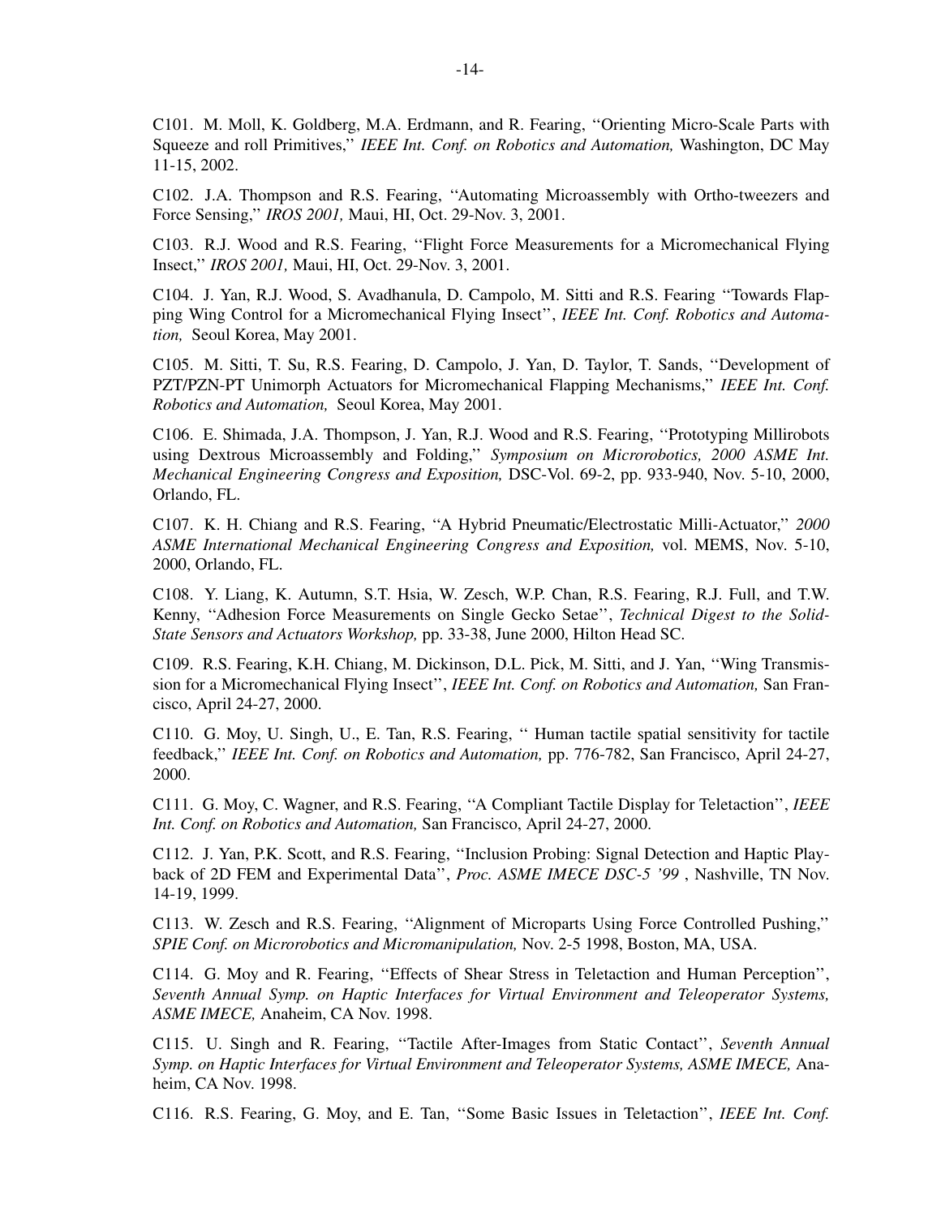C101. M. Moll, K. Goldberg, M.A. Erdmann, and R. Fearing, ''Orienting Micro-Scale Parts with Squeeze and roll Primitives,'' *IEEE Int. Conf. on Robotics and Automation,* Washington, DC May 11-15, 2002.

C102. J.A. Thompson and R.S. Fearing, ''Automating Microassembly with Ortho-tweezers and Force Sensing,'' *IROS 2001,* Maui, HI, Oct. 29-Nov. 3, 2001.

C103. R.J. Wood and R.S. Fearing, ''Flight Force Measurements for a Micromechanical Flying Insect,'' *IROS 2001,* Maui, HI, Oct. 29-Nov. 3, 2001.

C104. J. Yan, R.J. Wood, S. Avadhanula, D. Campolo, M. Sitti and R.S. Fearing ''Towards Flapping Wing Control for a Micromechanical Flying Insect'', *IEEE Int. Conf. Robotics and Automation,* Seoul Korea, May 2001.

C105. M. Sitti, T. Su, R.S. Fearing, D. Campolo, J. Yan, D. Taylor, T. Sands, ''Development of PZT/PZN-PT Unimorph Actuators for Micromechanical Flapping Mechanisms,'' *IEEE Int. Conf. Robotics and Automation,* Seoul Korea, May 2001.

C106. E. Shimada, J.A. Thompson, J. Yan, R.J. Wood and R.S. Fearing, ''Prototyping Millirobots using Dextrous Microassembly and Folding,'' *Symposium on Microrobotics, 2000 ASME Int. Mechanical Engineering Congress and Exposition,* DSC-Vol. 69-2, pp. 933-940, Nov. 5-10, 2000, Orlando, FL.

C107. K. H. Chiang and R.S. Fearing, ''A Hybrid Pneumatic/Electrostatic Milli-Actuator,'' *2000 ASME International Mechanical Engineering Congress and Exposition,* vol. MEMS, Nov. 5-10, 2000, Orlando, FL.

C108. Y. Liang, K. Autumn, S.T. Hsia, W. Zesch, W.P. Chan, R.S. Fearing, R.J. Full, and T.W. Kenny, ''Adhesion Force Measurements on Single Gecko Setae'', *Technical Digest to the Solid-State Sensors and Actuators Workshop,* pp. 33-38, June 2000, Hilton Head SC.

C109. R.S. Fearing, K.H. Chiang, M. Dickinson, D.L. Pick, M. Sitti, and J. Yan, ''Wing Transmission for a Micromechanical Flying Insect'', *IEEE Int. Conf. on Robotics and Automation,* San Francisco, April 24-27, 2000.

C110. G. Moy, U. Singh, U., E. Tan, R.S. Fearing, '' Human tactile spatial sensitivity for tactile feedback,'' *IEEE Int. Conf. on Robotics and Automation,* pp. 776-782, San Francisco, April 24-27, 2000.

C111. G. Moy, C. Wagner, and R.S. Fearing, ''A Compliant Tactile Display for Teletaction'', *IEEE Int. Conf. on Robotics and Automation,* San Francisco, April 24-27, 2000.

C112. J. Yan, P.K. Scott, and R.S. Fearing, ''Inclusion Probing: Signal Detection and Haptic Playback of 2D FEM and Experimental Data'', *Proc. ASME IMECE DSC-5 '99* , Nashville, TN Nov. 14-19, 1999.

C113. W. Zesch and R.S. Fearing, ''Alignment of Microparts Using Force Controlled Pushing,'' *SPIE Conf. on Microrobotics and Micromanipulation,* Nov. 2-5 1998, Boston, MA, USA.

C114. G. Moy and R. Fearing, ''Effects of Shear Stress in Teletaction and Human Perception'', *Seventh Annual Symp. on Haptic Interfaces for Virtual Environment and Teleoperator Systems, ASME IMECE,* Anaheim, CA Nov. 1998.

C115. U. Singh and R. Fearing, ''Tactile After-Images from Static Contact'', *Seventh Annual Symp. on Haptic Interfaces for Virtual Environment and Teleoperator Systems, ASME IMECE,* Anaheim, CA Nov. 1998.

C116. R.S. Fearing, G. Moy, and E. Tan, ''Some Basic Issues in Teletaction'', *IEEE Int. Conf.*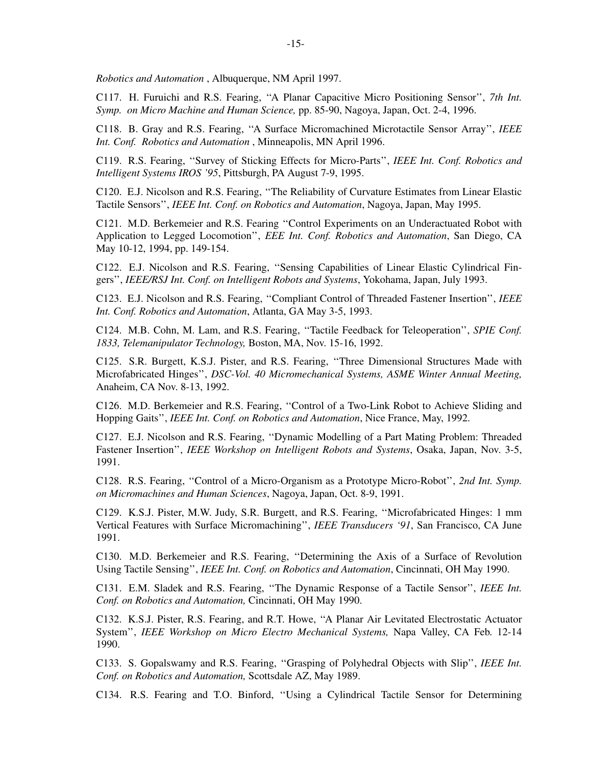*Robotics and Automation* , Albuquerque, NM April 1997.

C117. H. Furuichi and R.S. Fearing, ''A Planar Capacitive Micro Positioning Sensor'', *7th Int. Symp. on Micro Machine and Human Science,* pp. 85-90, Nagoya, Japan, Oct. 2-4, 1996.

C118. B. Gray and R.S. Fearing, ''A Surface Micromachined Microtactile Sensor Array'', *IEEE Int. Conf. Robotics and Automation* , Minneapolis, MN April 1996.

C119. R.S. Fearing, ''Survey of Sticking Effects for Micro-Parts'', *IEEE Int. Conf. Robotics and Intelligent Systems IROS '95*, Pittsburgh, PA August 7-9, 1995.

C120. E.J. Nicolson and R.S. Fearing, ''The Reliability of Curvature Estimates from Linear Elastic Tactile Sensors'', *IEEE Int. Conf. on Robotics and Automation*, Nagoya, Japan, May 1995.

C121. M.D. Berkemeier and R.S. Fearing ''Control Experiments on an Underactuated Robot with Application to Legged Locomotion'', *EEE Int. Conf. Robotics and Automation*, San Diego, CA May 10-12, 1994, pp. 149-154.

C122. E.J. Nicolson and R.S. Fearing, ''Sensing Capabilities of Linear Elastic Cylindrical Fingers'', *IEEE/RSJ Int. Conf. on Intelligent Robots and Systems*, Yokohama, Japan, July 1993.

C123. E.J. Nicolson and R.S. Fearing, ''Compliant Control of Threaded Fastener Insertion'', *IEEE Int. Conf. Robotics and Automation*, Atlanta, GA May 3-5, 1993.

C124. M.B. Cohn, M. Lam, and R.S. Fearing, ''Tactile Feedback for Teleoperation'', *SPIE Conf. 1833, Telemanipulator Technology,* Boston, MA, Nov. 15-16, 1992.

C125. S.R. Burgett, K.S.J. Pister, and R.S. Fearing, ''Three Dimensional Structures Made with Microfabricated Hinges'', *DSC-Vol. 40 Micromechanical Systems, ASME Winter Annual Meeting,* Anaheim, CA Nov. 8-13, 1992.

C126. M.D. Berkemeier and R.S. Fearing, ''Control of a Two-Link Robot to Achieve Sliding and Hopping Gaits'', *IEEE Int. Conf. on Robotics and Automation*, Nice France, May, 1992.

C127. E.J. Nicolson and R.S. Fearing, ''Dynamic Modelling of a Part Mating Problem: Threaded Fastener Insertion'', *IEEE Workshop on Intelligent Robots and Systems*, Osaka, Japan, Nov. 3-5, 1991.

C128. R.S. Fearing, ''Control of a Micro-Organism as a Prototype Micro-Robot'', *2nd Int. Symp. on Micromachines and Human Sciences*, Nagoya, Japan, Oct. 8-9, 1991.

C129. K.S.J. Pister, M.W. Judy, S.R. Burgett, and R.S. Fearing, ''Microfabricated Hinges: 1 mm Vertical Features with Surface Micromachining'', *IEEE Transducers '91*, San Francisco, CA June 1991.

C130. M.D. Berkemeier and R.S. Fearing, ''Determining the Axis of a Surface of Revolution Using Tactile Sensing'', *IEEE Int. Conf. on Robotics and Automation*, Cincinnati, OH May 1990.

C131. E.M. Sladek and R.S. Fearing, ''The Dynamic Response of a Tactile Sensor'', *IEEE Int. Conf. on Robotics and Automation,* Cincinnati, OH May 1990.

C132. K.S.J. Pister, R.S. Fearing, and R.T. Howe, ''A Planar Air Levitated Electrostatic Actuator System'', *IEEE Workshop on Micro Electro Mechanical Systems,* Napa Valley, CA Feb. 12-14 1990.

C133. S. Gopalswamy and R.S. Fearing, ''Grasping of Polyhedral Objects with Slip'', *IEEE Int. Conf. on Robotics and Automation,* Scottsdale AZ, May 1989.

C134. R.S. Fearing and T.O. Binford, ''Using a Cylindrical Tactile Sensor for Determining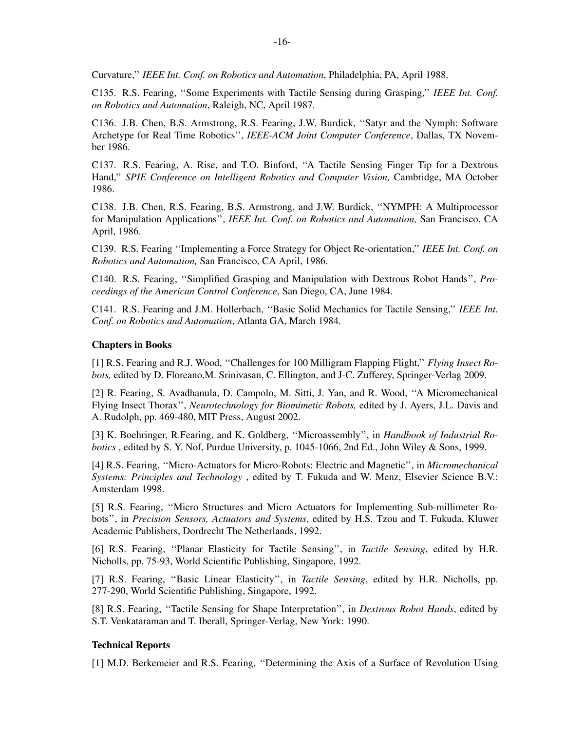Curvature,'' *IEEE Int. Conf. on Robotics and Automation*, Philadelphia, PA, April 1988.

C135. R.S. Fearing, ''Some Experiments with Tactile Sensing during Grasping,'' *IEEE Int. Conf. on Robotics and Automation*, Raleigh, NC, April 1987.

C136. J.B. Chen, B.S. Armstrong, R.S. Fearing, J.W. Burdick, ''Satyr and the Nymph: Software Archetype for Real Time Robotics'', *IEEE-ACM Joint Computer Conference*, Dallas, TX November 1986.

C137. R.S. Fearing, A. Rise, and T.O. Binford, ''A Tactile Sensing Finger Tip for a Dextrous Hand,'' *SPIE Conference on Intelligent Robotics and Computer Vision,* Cambridge, MA October 1986.

C138. J.B. Chen, R.S. Fearing, B.S. Armstrong, and J.W. Burdick, ''NYMPH: A Multiprocessor for Manipulation Applications'', *IEEE Int. Conf. on Robotics and Automation,* San Francisco, CA April, 1986.

C139. R.S. Fearing ''Implementing a Force Strategy for Object Re-orientation,'' *IEEE Int. Conf. on Robotics and Automation,* San Francisco, CA April, 1986.

C140. R.S. Fearing, ''Simplified Grasping and Manipulation with Dextrous Robot Hands'', *Proceedings of the American Control Conference*, San Diego, CA, June 1984.

C141. R.S. Fearing and J.M. Hollerbach, ''Basic Solid Mechanics for Tactile Sensing,'' *IEEE Int. Conf. on Robotics and Automation*, Atlanta GA, March 1984.

**Chapters in Books**

[1] R.S. Fearing and R.J. Wood, ''Challenges for 100 Milligram Flapping Flight,'' *Flying Insect Robots,* edited by D. Floreano,M. Srinivasan, C. Ellington, and J-C. Zufferey, Springer-Verlag 2009.

[2] R. Fearing, S. Avadhanula, D. Campolo, M. Sitti, J. Yan, and R. Wood, ''A Micromechanical Flying Insect Thorax'', *Neurotechnology for Biomimetic Robots,* edited by J. Ayers, J.L. Davis and A. Rudolph, pp. 469-480, MIT Press, August 2002.

[3] K. Boehringer, R.Fearing, and K. Goldberg, ''Microassembly'', in *Handbook of Industrial Robotics* , edited by S. Y. Nof, Purdue University, p. 1045-1066, 2nd Ed., John Wiley & Sons, 1999.

[4] R.S. Fearing, ''Micro-Actuators for Micro-Robots: Electric and Magnetic'', in *Micromechanical Systems: Principles and Technology* , edited by T. Fukuda and W. Menz, Elsevier Science B.V.: Amsterdam 1998.

[5] R.S. Fearing, ''Micro Structures and Micro Actuators for Implementing Sub-millimeter Robots'', in *Precision Sensors, Actuators and Systems*, edited by H.S. Tzou and T. Fukuda, Kluwer Academic Publishers, Dordrecht The Netherlands, 1992.

[6] R.S. Fearing, ''Planar Elasticity for Tactile Sensing'', in *Tactile Sensing*, edited by H.R. Nicholls, pp. 75-93, World Scientific Publishing, Singapore, 1992.

[7] R.S. Fearing, ''Basic Linear Elasticity'', in *Tactile Sensing*, edited by H.R. Nicholls, pp. 277-290, World Scientific Publishing, Singapore, 1992.

[8] R.S. Fearing, ''Tactile Sensing for Shape Interpretation'', in *Dextrous Robot Hands*, edited by S.T. Venkataraman and T. Iberall, Springer-Verlag, New York: 1990.

**Technical Reports**

[1] M.D. Berkemeier and R.S. Fearing, ''Determining the Axis of a Surface of Revolution Using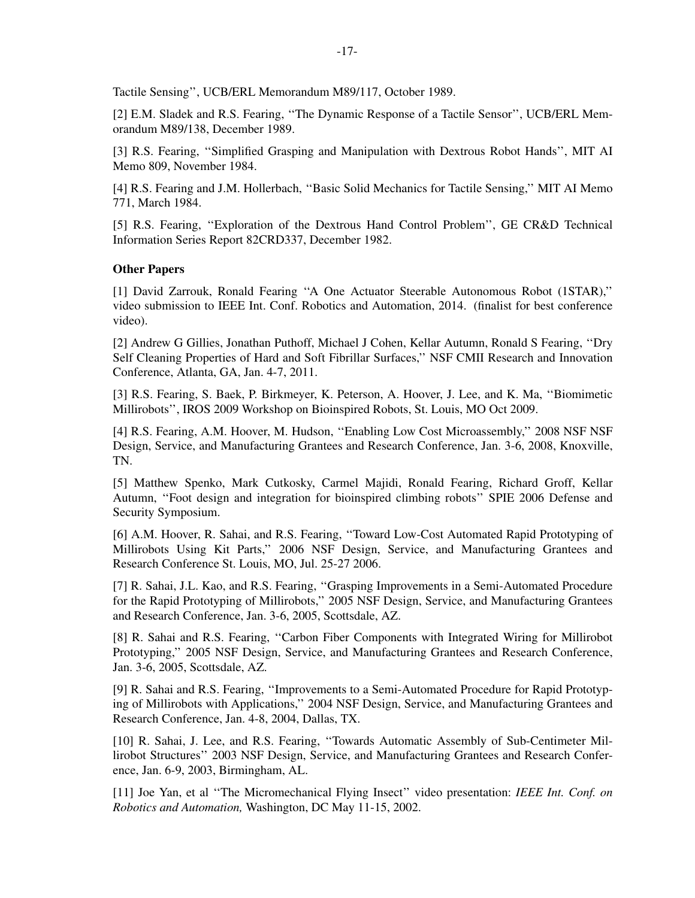Tactile Sensing'', UCB/ERL Memorandum M89/117, October 1989.

[2] E.M. Sladek and R.S. Fearing, ''The Dynamic Response of a Tactile Sensor'', UCB/ERL Memorandum M89/138, December 1989.

[3] R.S. Fearing, ''Simplified Grasping and Manipulation with Dextrous Robot Hands'', MIT AI Memo 809, November 1984.

[4] R.S. Fearing and J.M. Hollerbach, ''Basic Solid Mechanics for Tactile Sensing,'' MIT AI Memo 771, March 1984.

[5] R.S. Fearing, ''Exploration of the Dextrous Hand Control Problem'', GE CR&D Technical Information Series Report 82CRD337, December 1982.

**Other Papers**

[1] David Zarrouk, Ronald Fearing ''A One Actuator Steerable Autonomous Robot (1STAR),'' video submission to IEEE Int. Conf. Robotics and Automation, 2014. (finalist for best conference video).

[2] Andrew G Gillies, Jonathan Puthoff, Michael J Cohen, Kellar Autumn, Ronald S Fearing, ''Dry Self Cleaning Properties of Hard and Soft Fibrillar Surfaces,'' NSF CMII Research and Innovation Conference, Atlanta, GA, Jan. 4-7, 2011.

[3] R.S. Fearing, S. Baek, P. Birkmeyer, K. Peterson, A. Hoover, J. Lee, and K. Ma, ''Biomimetic Millirobots'', IROS 2009 Workshop on Bioinspired Robots, St. Louis, MO Oct 2009.

[4] R.S. Fearing, A.M. Hoover, M. Hudson, ''Enabling Low Cost Microassembly,'' 2008 NSF NSF Design, Service, and Manufacturing Grantees and Research Conference, Jan. 3-6, 2008, Knoxville, TN.

[5] Matthew Spenko, Mark Cutkosky, Carmel Majidi, Ronald Fearing, Richard Groff, Kellar Autumn, ''Foot design and integration for bioinspired climbing robots'' SPIE 2006 Defense and Security Symposium.

[6] A.M. Hoover, R. Sahai, and R.S. Fearing, ''Toward Low-Cost Automated Rapid Prototyping of Millirobots Using Kit Parts,'' 2006 NSF Design, Service, and Manufacturing Grantees and Research Conference St. Louis, MO, Jul. 25-27 2006.

[7] R. Sahai, J.L. Kao, and R.S. Fearing, ''Grasping Improvements in a Semi-Automated Procedure for the Rapid Prototyping of Millirobots,'' 2005 NSF Design, Service, and Manufacturing Grantees and Research Conference, Jan. 3-6, 2005, Scottsdale, AZ.

[8] R. Sahai and R.S. Fearing, ''Carbon Fiber Components with Integrated Wiring for Millirobot Prototyping,'' 2005 NSF Design, Service, and Manufacturing Grantees and Research Conference, Jan. 3-6, 2005, Scottsdale, AZ.

[9] R. Sahai and R.S. Fearing, ''Improvements to a Semi-Automated Procedure for Rapid Prototyping of Millirobots with Applications,'' 2004 NSF Design, Service, and Manufacturing Grantees and Research Conference, Jan. 4-8, 2004, Dallas, TX.

[10] R. Sahai, J. Lee, and R.S. Fearing, ''Towards Automatic Assembly of Sub-Centimeter Millirobot Structures'' 2003 NSF Design, Service, and Manufacturing Grantees and Research Conference, Jan. 6-9, 2003, Birmingham, AL.

[11] Joe Yan, et al ''The Micromechanical Flying Insect'' video presentation: *IEEE Int. Conf. on Robotics and Automation,* Washington, DC May 11-15, 2002.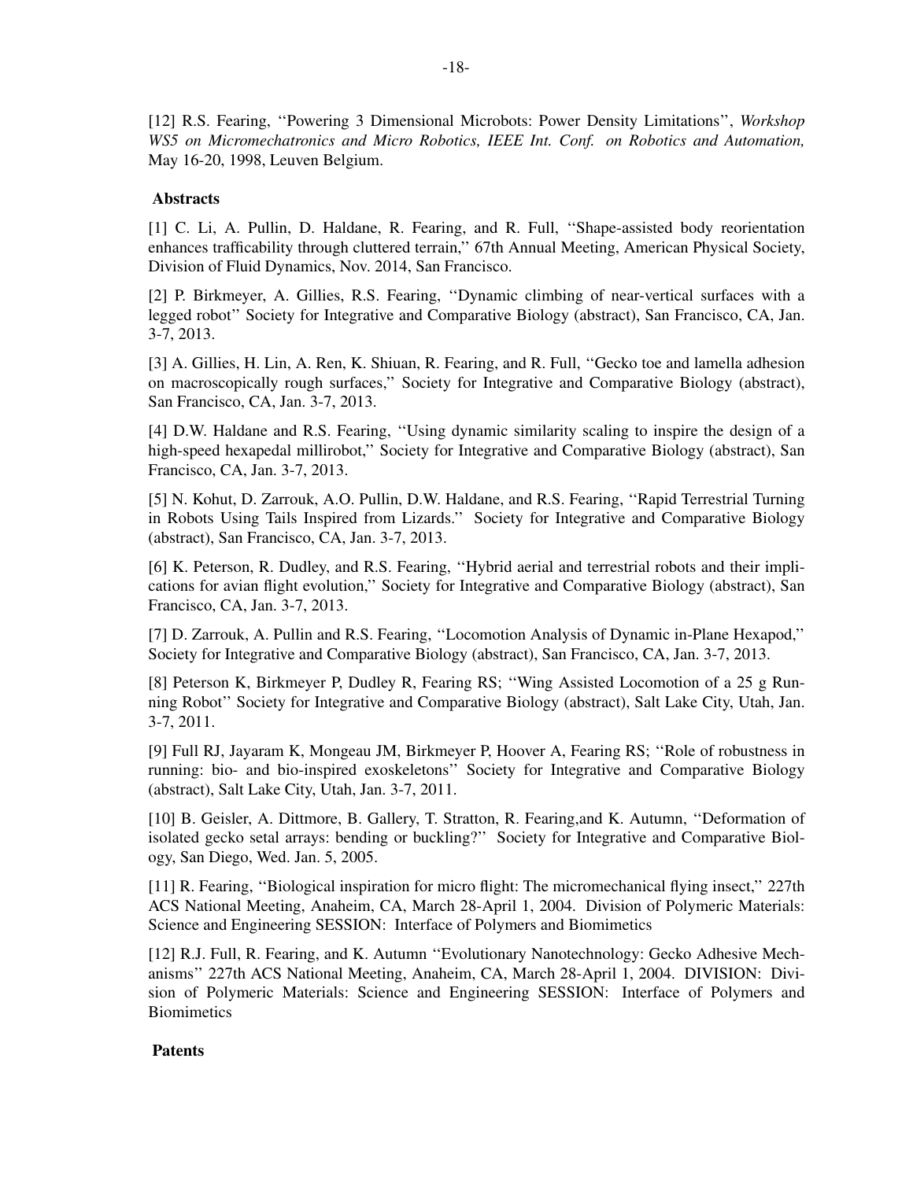[12] R.S. Fearing, ''Powering 3 Dimensional Microbots: Power Density Limitations'', *Workshop WS5 on Micromechatronics and Micro Robotics, IEEE Int. Conf. on Robotics and Automation,* May 16-20, 1998, Leuven Belgium.

**Abstracts**

[1] C. Li, A. Pullin, D. Haldane, R. Fearing, and R. Full, ''Shape-assisted body reorientation enhances trafficability through cluttered terrain,'' 67th Annual Meeting, American Physical Society, Division of Fluid Dynamics, Nov. 2014, San Francisco.

[2] P. Birkmeyer, A. Gillies, R.S. Fearing, ''Dynamic climbing of near-vertical surfaces with a legged robot'' Society for Integrative and Comparative Biology (abstract), San Francisco, CA, Jan. 3-7, 2013.

[3] A. Gillies, H. Lin, A. Ren, K. Shiuan, R. Fearing, and R. Full, ''Gecko toe and lamella adhesion on macroscopically rough surfaces,'' Society for Integrative and Comparative Biology (abstract), San Francisco, CA, Jan. 3-7, 2013.

[4] D.W. Haldane and R.S. Fearing, ''Using dynamic similarity scaling to inspire the design of a high-speed hexapedal millirobot,'' Society for Integrative and Comparative Biology (abstract), San Francisco, CA, Jan. 3-7, 2013.

[5] N. Kohut, D. Zarrouk, A.O. Pullin, D.W. Haldane, and R.S. Fearing, ''Rapid Terrestrial Turning in Robots Using Tails Inspired from Lizards.'' Society for Integrative and Comparative Biology (abstract), San Francisco, CA, Jan. 3-7, 2013.

[6] K. Peterson, R. Dudley, and R.S. Fearing, ''Hybrid aerial and terrestrial robots and their implications for avian flight evolution,'' Society for Integrative and Comparative Biology (abstract), San Francisco, CA, Jan. 3-7, 2013.

[7] D. Zarrouk, A. Pullin and R.S. Fearing, ''Locomotion Analysis of Dynamic in-Plane Hexapod,'' Society for Integrative and Comparative Biology (abstract), San Francisco, CA, Jan. 3-7, 2013.

[8] Peterson K, Birkmeyer P, Dudley R, Fearing RS; ''Wing Assisted Locomotion of a 25 g Running Robot'' Society for Integrative and Comparative Biology (abstract), Salt Lake City, Utah, Jan. 3-7, 2011.

[9] Full RJ, Jayaram K, Mongeau JM, Birkmeyer P, Hoover A, Fearing RS; ''Role of robustness in running: bio- and bio-inspired exoskeletons'' Society for Integrative and Comparative Biology (abstract), Salt Lake City, Utah, Jan. 3-7, 2011.

[10] B. Geisler, A. Dittmore, B. Gallery, T. Stratton, R. Fearing,and K. Autumn, ''Deformation of isolated gecko setal arrays: bending or buckling?'' Society for Integrative and Comparative Biology, San Diego, Wed. Jan. 5, 2005.

[11] R. Fearing, ''Biological inspiration for micro flight: The micromechanical flying insect,'' 227th ACS National Meeting, Anaheim, CA, March 28-April 1, 2004. Division of Polymeric Materials: Science and Engineering SESSION: Interface of Polymers and Biomimetics

[12] R.J. Full, R. Fearing, and K. Autumn ''Evolutionary Nanotechnology: Gecko Adhesive Mechanisms'' 227th ACS National Meeting, Anaheim, CA, March 28-April 1, 2004. DIVISION: Division of Polymeric Materials: Science and Engineering SESSION: Interface of Polymers and Biomimetics

**Patents**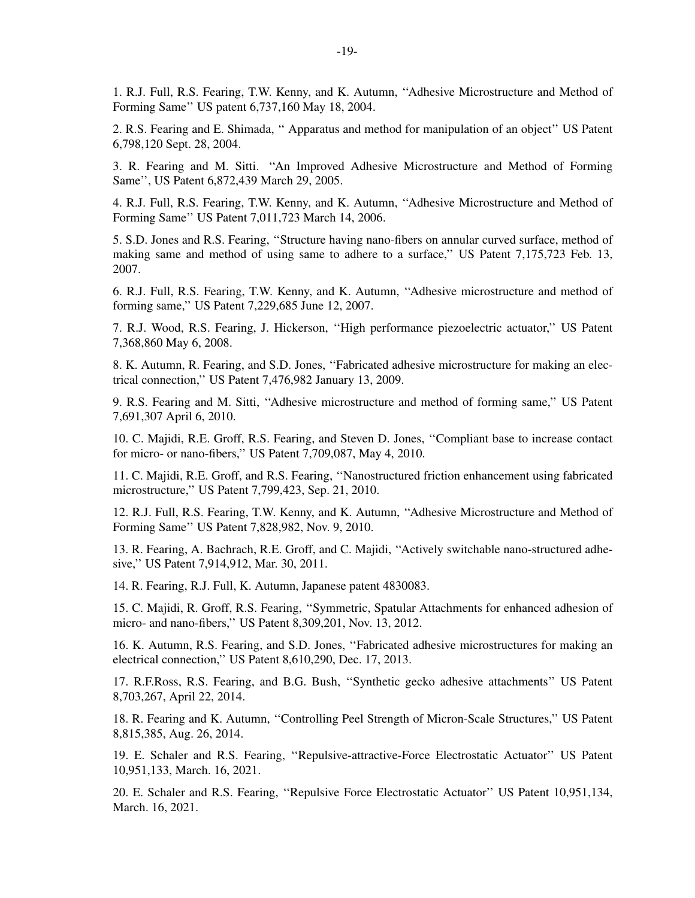1. R.J. Full, R.S. Fearing, T.W. Kenny, and K. Autumn, ''Adhesive Microstructure and Method of Forming Same'' US patent 6,737,160 May 18, 2004.

2. R.S. Fearing and E. Shimada, '' Apparatus and method for manipulation of an object'' US Patent 6,798,120 Sept. 28, 2004.

3. R. Fearing and M. Sitti. ''An Improved Adhesive Microstructure and Method of Forming Same'', US Patent 6,872,439 March 29, 2005.

4. R.J. Full, R.S. Fearing, T.W. Kenny, and K. Autumn, ''Adhesive Microstructure and Method of Forming Same'' US Patent 7,011,723 March 14, 2006.

5. S.D. Jones and R.S. Fearing, ''Structure having nano-fibers on annular curved surface, method of making same and method of using same to adhere to a surface,'' US Patent 7,175,723 Feb. 13, 2007.

6. R.J. Full, R.S. Fearing, T.W. Kenny, and K. Autumn, ''Adhesive microstructure and method of forming same,'' US Patent 7,229,685 June 12, 2007.

7. R.J. Wood, R.S. Fearing, J. Hickerson, ''High performance piezoelectric actuator,'' US Patent 7,368,860 May 6, 2008.

8. K. Autumn, R. Fearing, and S.D. Jones, ''Fabricated adhesive microstructure for making an electrical connection,'' US Patent 7,476,982 January 13, 2009.

9. R.S. Fearing and M. Sitti, ''Adhesive microstructure and method of forming same,'' US Patent 7,691,307 April 6, 2010.

10. C. Majidi, R.E. Groff, R.S. Fearing, and Steven D. Jones, ''Compliant base to increase contact for micro- or nano-fibers,'' US Patent 7,709,087, May 4, 2010.

11. C. Majidi, R.E. Groff, and R.S. Fearing, ''Nanostructured friction enhancement using fabricated microstructure,'' US Patent 7,799,423, Sep. 21, 2010.

12. R.J. Full, R.S. Fearing, T.W. Kenny, and K. Autumn, ''Adhesive Microstructure and Method of Forming Same'' US Patent 7,828,982, Nov. 9, 2010.

13. R. Fearing, A. Bachrach, R.E. Groff, and C. Majidi, ''Actively switchable nano-structured adhesive,'' US Patent 7,914,912, Mar. 30, 2011.

14. R. Fearing, R.J. Full, K. Autumn, Japanese patent 4830083.

15. C. Majidi, R. Groff, R.S. Fearing, ''Symmetric, Spatular Attachments for enhanced adhesion of micro- and nano-fibers,'' US Patent 8,309,201, Nov. 13, 2012.

16. K. Autumn, R.S. Fearing, and S.D. Jones, ''Fabricated adhesive microstructures for making an electrical connection,'' US Patent 8,610,290, Dec. 17, 2013.

17. R.F.Ross, R.S. Fearing, and B.G. Bush, ''Synthetic gecko adhesive attachments'' US Patent 8,703,267, April 22, 2014.

18. R. Fearing and K. Autumn, ''Controlling Peel Strength of Micron-Scale Structures,'' US Patent 8,815,385, Aug. 26, 2014.

19. E. Schaler and R.S. Fearing, ''Repulsive-attractive-Force Electrostatic Actuator'' US Patent 10,951,133, March. 16, 2021.

20. E. Schaler and R.S. Fearing, ''Repulsive Force Electrostatic Actuator'' US Patent 10,951,134, March. 16, 2021.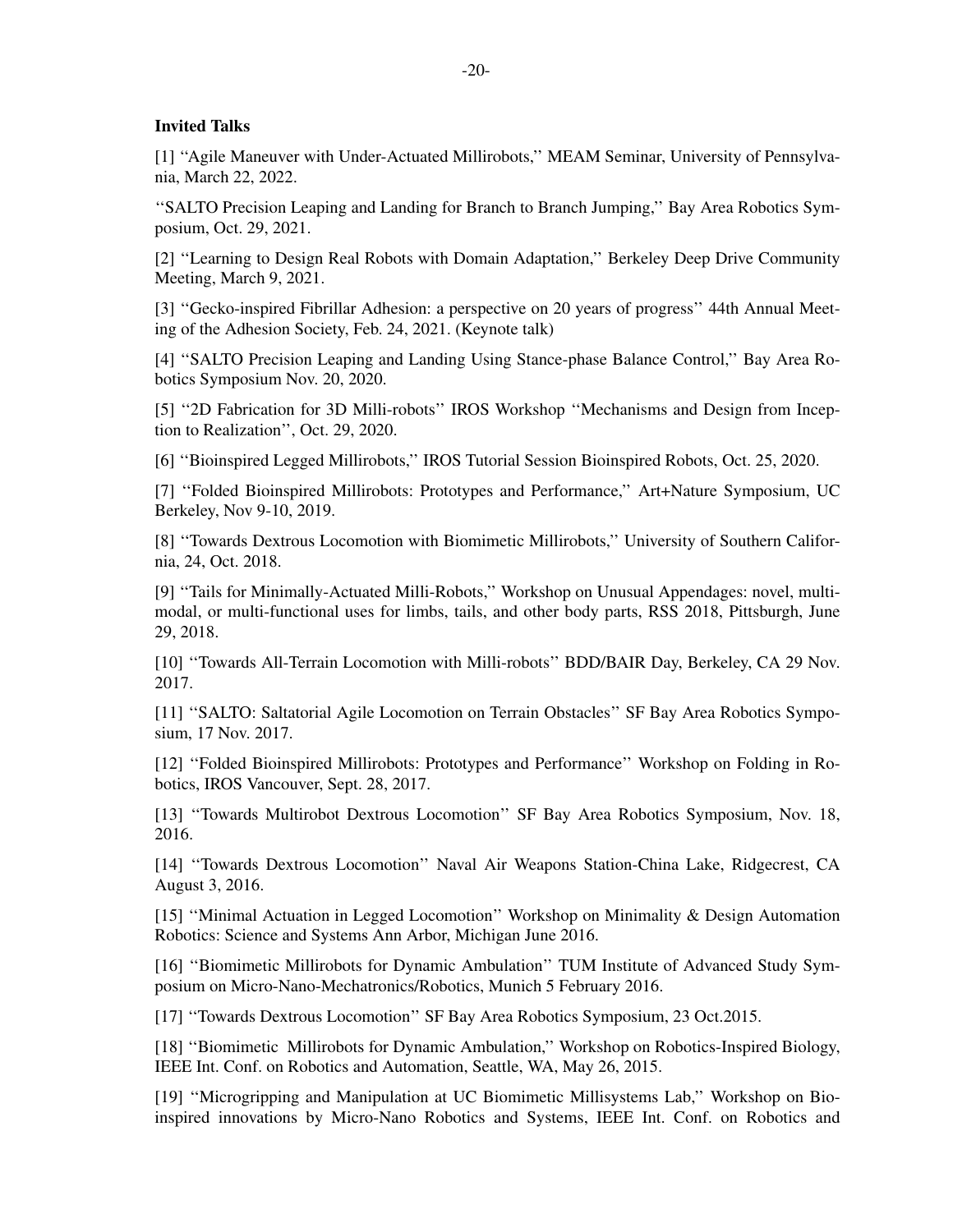**Invited Talks**

[1] ''Agile Maneuver with Under-Actuated Millirobots,'' MEAM Seminar, University of Pennsylvania, March 22, 2022.

''SALTO Precision Leaping and Landing for Branch to Branch Jumping,'' Bay Area Robotics Symposium, Oct. 29, 2021.

[2] ''Learning to Design Real Robots with Domain Adaptation,'' Berkeley Deep Drive Community Meeting, March 9, 2021.

[3] ''Gecko-inspired Fibrillar Adhesion: a perspective on 20 years of progress'' 44th Annual Meeting of the Adhesion Society, Feb. 24, 2021. (Keynote talk)

[4] ''SALTO Precision Leaping and Landing Using Stance-phase Balance Control,'' Bay Area Robotics Symposium Nov. 20, 2020.

[5] ''2D Fabrication for 3D Milli-robots'' IROS Workshop ''Mechanisms and Design from Inception to Realization'', Oct. 29, 2020.

[6] ''Bioinspired Legged Millirobots,'' IROS Tutorial Session Bioinspired Robots, Oct. 25, 2020.

[7] ''Folded Bioinspired Millirobots: Prototypes and Performance,'' Art+Nature Symposium, UC Berkeley, Nov 9-10, 2019.

[8] ''Towards Dextrous Locomotion with Biomimetic Millirobots,'' University of Southern California, 24, Oct. 2018.

[9] ''Tails for Minimally-Actuated Milli-Robots,'' Workshop on Unusual Appendages: novel, multimodal, or multi-functional uses for limbs, tails, and other body parts, RSS 2018, Pittsburgh, June 29, 2018.

[10] ''Towards All-Terrain Locomotion with Milli-robots'' BDD/BAIR Day, Berkeley, CA 29 Nov. 2017.

[11] ''SALTO: Saltatorial Agile Locomotion on Terrain Obstacles'' SF Bay Area Robotics Symposium, 17 Nov. 2017.

[12] ''Folded Bioinspired Millirobots: Prototypes and Performance'' Workshop on Folding in Robotics, IROS Vancouver, Sept. 28, 2017.

[13] ''Towards Multirobot Dextrous Locomotion'' SF Bay Area Robotics Symposium, Nov. 18, 2016.

[14] ''Towards Dextrous Locomotion'' Naval Air Weapons Station-China Lake, Ridgecrest, CA August 3, 2016.

[15] ''Minimal Actuation in Legged Locomotion'' Workshop on Minimality & Design Automation Robotics: Science and Systems Ann Arbor, Michigan June 2016.

[16] ''Biomimetic Millirobots for Dynamic Ambulation'' TUM Institute of Advanced Study Symposium on Micro-Nano-Mechatronics/Robotics, Munich 5 February 2016.

[17] ''Towards Dextrous Locomotion'' SF Bay Area Robotics Symposium, 23 Oct.2015.

[18] ''Biomimetic Millirobots for Dynamic Ambulation,'' Workshop on Robotics-Inspired Biology, IEEE Int. Conf. on Robotics and Automation, Seattle, WA, May 26, 2015.

[19] ''Microgripping and Manipulation at UC Biomimetic Millisystems Lab,'' Workshop on Bioinspired innovations by Micro-Nano Robotics and Systems, IEEE Int. Conf. on Robotics and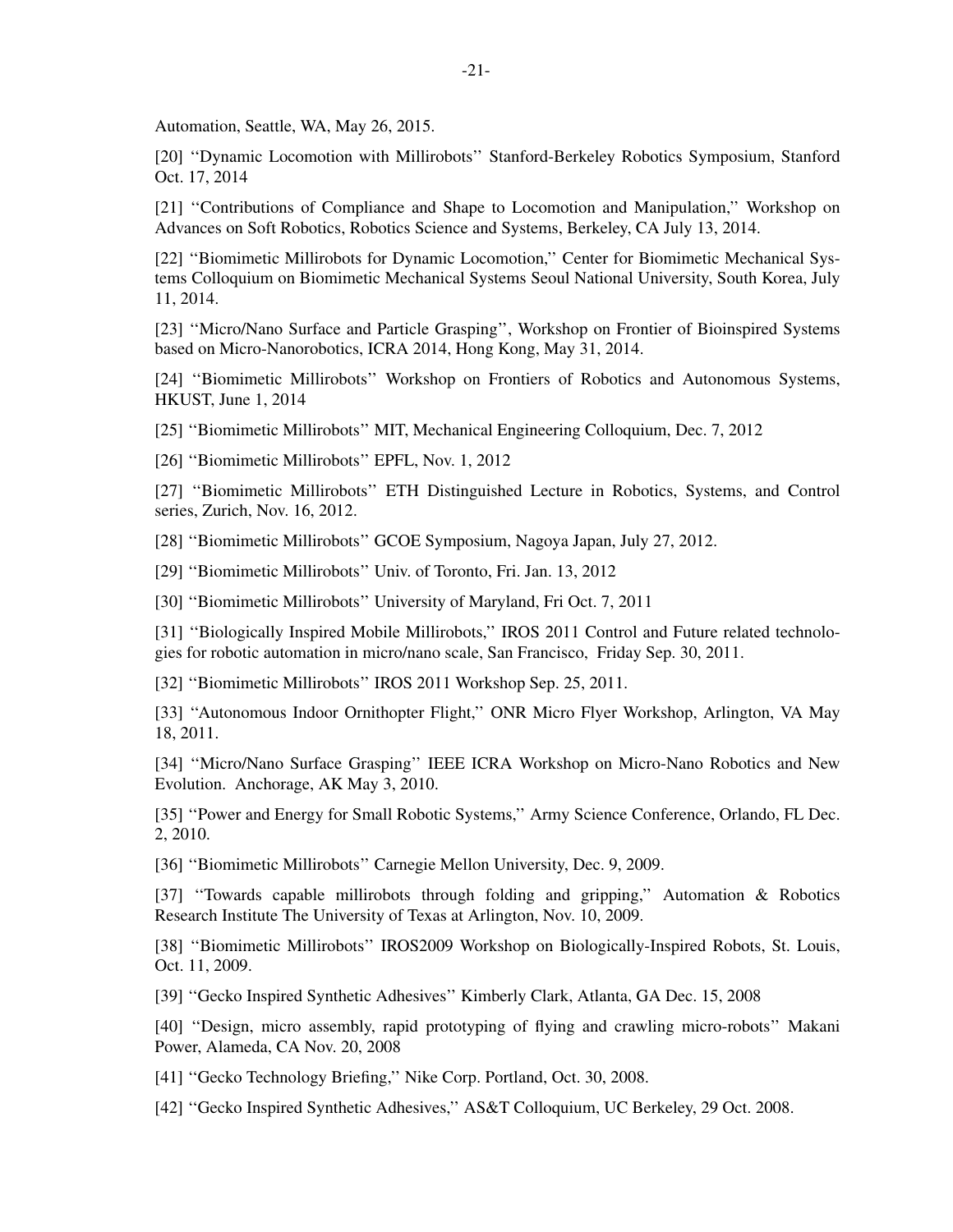Automation, Seattle, WA, May 26, 2015.

[20] ''Dynamic Locomotion with Millirobots'' Stanford-Berkeley Robotics Symposium, Stanford Oct. 17, 2014

[21] ''Contributions of Compliance and Shape to Locomotion and Manipulation,'' Workshop on Advances on Soft Robotics, Robotics Science and Systems, Berkeley, CA July 13, 2014.

[22] ''Biomimetic Millirobots for Dynamic Locomotion,'' Center for Biomimetic Mechanical Systems Colloquium on Biomimetic Mechanical Systems Seoul National University, South Korea, July 11, 2014.

[23] ''Micro/Nano Surface and Particle Grasping'', Workshop on Frontier of Bioinspired Systems based on Micro-Nanorobotics, ICRA 2014, Hong Kong, May 31, 2014.

[24] ''Biomimetic Millirobots'' Workshop on Frontiers of Robotics and Autonomous Systems, HKUST, June 1, 2014

[25] ''Biomimetic Millirobots'' MIT, Mechanical Engineering Colloquium, Dec. 7, 2012

[26] ''Biomimetic Millirobots'' EPFL, Nov. 1, 2012

[27] ''Biomimetic Millirobots'' ETH Distinguished Lecture in Robotics, Systems, and Control series, Zurich, Nov. 16, 2012.

[28] ''Biomimetic Millirobots'' GCOE Symposium, Nagoya Japan, July 27, 2012.

[29] ''Biomimetic Millirobots'' Univ. of Toronto, Fri. Jan. 13, 2012

[30] ''Biomimetic Millirobots'' University of Maryland, Fri Oct. 7, 2011

[31] ''Biologically Inspired Mobile Millirobots,'' IROS 2011 Control and Future related technologies for robotic automation in micro/nano scale, San Francisco, Friday Sep. 30, 2011.

[32] ''Biomimetic Millirobots'' IROS 2011 Workshop Sep. 25, 2011.

[33] ''Autonomous Indoor Ornithopter Flight,'' ONR Micro Flyer Workshop, Arlington, VA May 18, 2011.

[34] ''Micro/Nano Surface Grasping'' IEEE ICRA Workshop on Micro-Nano Robotics and New Evolution. Anchorage, AK May 3, 2010.

[35] ''Power and Energy for Small Robotic Systems,'' Army Science Conference, Orlando, FL Dec. 2, 2010.

[36] ''Biomimetic Millirobots'' Carnegie Mellon University, Dec. 9, 2009.

[37] ''Towards capable millirobots through folding and gripping,'' Automation & Robotics Research Institute The University of Texas at Arlington, Nov. 10, 2009.

[38] ''Biomimetic Millirobots'' IROS2009 Workshop on Biologically-Inspired Robots, St. Louis, Oct. 11, 2009.

[39] ''Gecko Inspired Synthetic Adhesives'' Kimberly Clark, Atlanta, GA Dec. 15, 2008

[40] ''Design, micro assembly, rapid prototyping of flying and crawling micro-robots'' Makani Power, Alameda, CA Nov. 20, 2008

[41] ''Gecko Technology Briefing,'' Nike Corp. Portland, Oct. 30, 2008.

[42] ''Gecko Inspired Synthetic Adhesives,'' AS&T Colloquium, UC Berkeley, 29 Oct. 2008.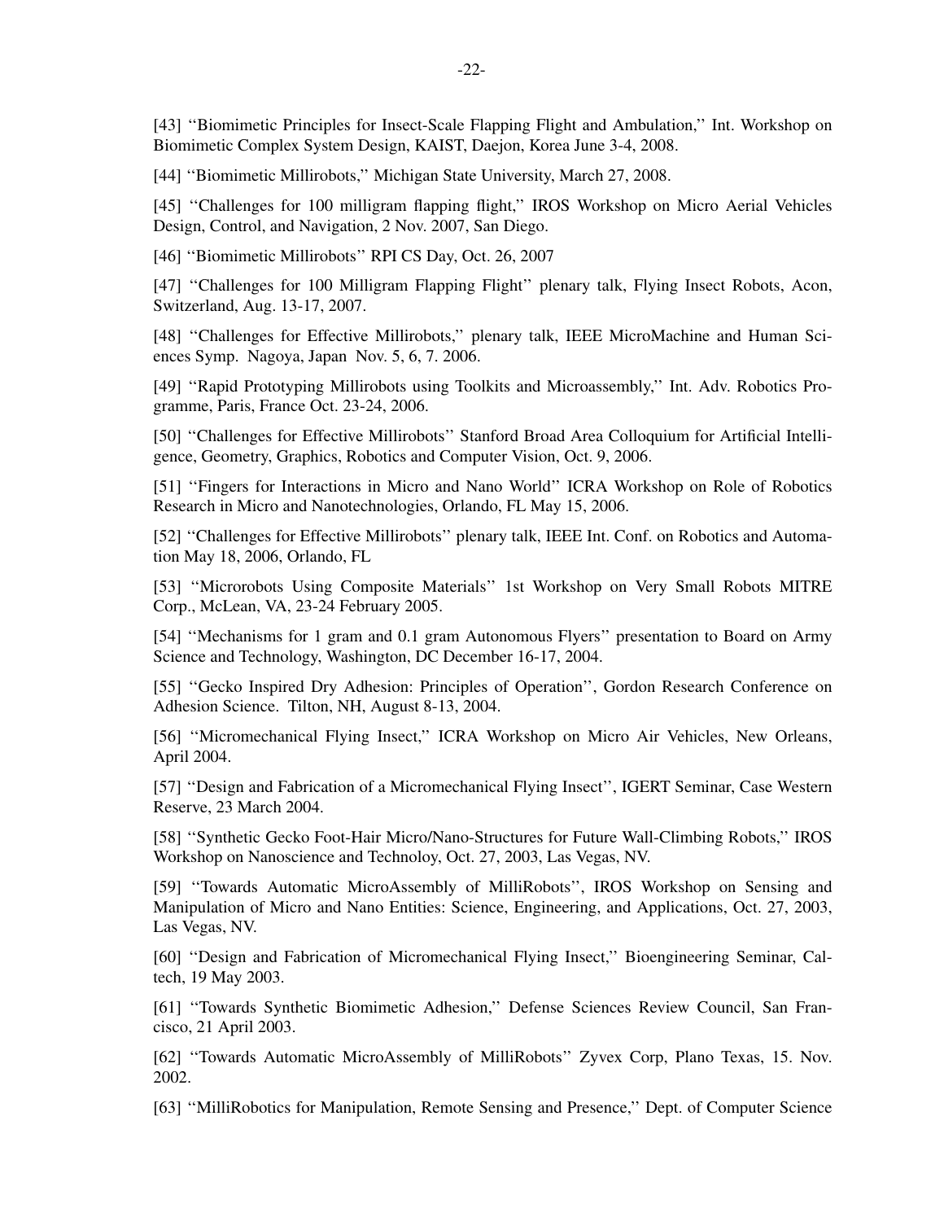[43] ''Biomimetic Principles for Insect-Scale Flapping Flight and Ambulation,'' Int. Workshop on Biomimetic Complex System Design, KAIST, Daejon, Korea June 3-4, 2008.

[44] ''Biomimetic Millirobots,'' Michigan State University, March 27, 2008.

[45] ''Challenges for 100 milligram flapping flight,'' IROS Workshop on Micro Aerial Vehicles Design, Control, and Navigation, 2 Nov. 2007, San Diego.

[46] ''Biomimetic Millirobots'' RPI CS Day, Oct. 26, 2007

[47] ''Challenges for 100 Milligram Flapping Flight'' plenary talk, Flying Insect Robots, Acon, Switzerland, Aug. 13-17, 2007.

[48] ''Challenges for Effective Millirobots,'' plenary talk, IEEE MicroMachine and Human Sciences Symp. Nagoya, Japan Nov. 5, 6, 7. 2006.

[49] ''Rapid Prototyping Millirobots using Toolkits and Microassembly,'' Int. Adv. Robotics Programme, Paris, France Oct. 23-24, 2006.

[50] ''Challenges for Effective Millirobots'' Stanford Broad Area Colloquium for Artificial Intelligence, Geometry, Graphics, Robotics and Computer Vision, Oct. 9, 2006.

[51] ''Fingers for Interactions in Micro and Nano World'' ICRA Workshop on Role of Robotics Research in Micro and Nanotechnologies, Orlando, FL May 15, 2006.

[52] ''Challenges for Effective Millirobots'' plenary talk, IEEE Int. Conf. on Robotics and Automation May 18, 2006, Orlando, FL

[53] ''Microrobots Using Composite Materials'' 1st Workshop on Very Small Robots MITRE Corp., McLean, VA, 23-24 February 2005.

[54] ''Mechanisms for 1 gram and 0.1 gram Autonomous Flyers'' presentation to Board on Army Science and Technology, Washington, DC December 16-17, 2004.

[55] ''Gecko Inspired Dry Adhesion: Principles of Operation'', Gordon Research Conference on Adhesion Science. Tilton, NH, August 8-13, 2004.

[56] ''Micromechanical Flying Insect,'' ICRA Workshop on Micro Air Vehicles, New Orleans, April 2004.

[57] ''Design and Fabrication of a Micromechanical Flying Insect'', IGERT Seminar, Case Western Reserve, 23 March 2004.

[58] ''Synthetic Gecko Foot-Hair Micro/Nano-Structures for Future Wall-Climbing Robots,'' IROS Workshop on Nanoscience and Technoloy, Oct. 27, 2003, Las Vegas, NV.

[59] ''Towards Automatic MicroAssembly of MilliRobots'', IROS Workshop on Sensing and Manipulation of Micro and Nano Entities: Science, Engineering, and Applications, Oct. 27, 2003, Las Vegas, NV.

[60] ''Design and Fabrication of Micromechanical Flying Insect,'' Bioengineering Seminar, Caltech, 19 May 2003.

[61] ''Towards Synthetic Biomimetic Adhesion,'' Defense Sciences Review Council, San Francisco, 21 April 2003.

[62] ''Towards Automatic MicroAssembly of MilliRobots'' Zyvex Corp, Plano Texas, 15. Nov. 2002.

[63] ''MilliRobotics for Manipulation, Remote Sensing and Presence,'' Dept. of Computer Science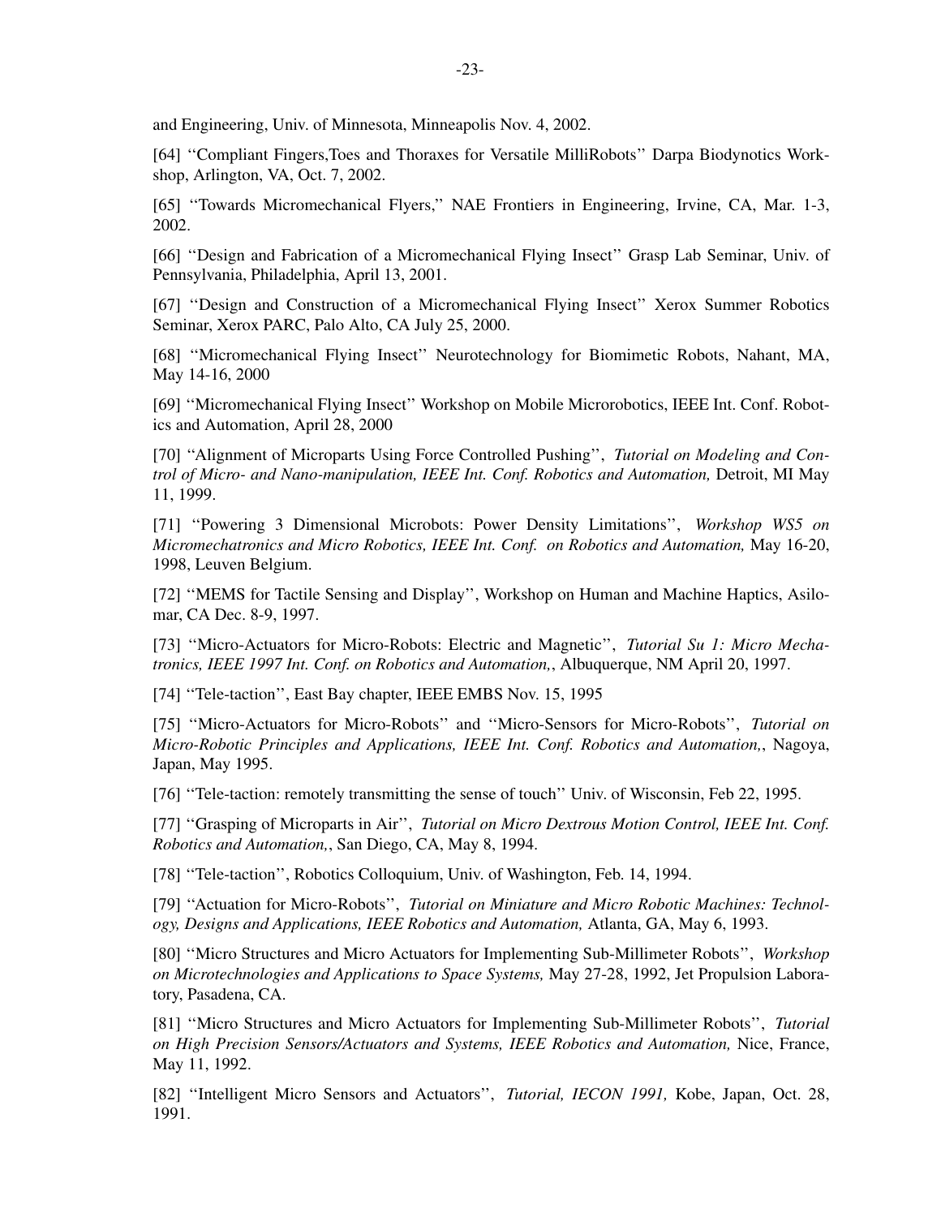and Engineering, Univ. of Minnesota, Minneapolis Nov. 4, 2002.

[64] ''Compliant Fingers,Toes and Thoraxes for Versatile MilliRobots'' Darpa Biodynotics Workshop, Arlington, VA, Oct. 7, 2002.

[65] ''Towards Micromechanical Flyers,'' NAE Frontiers in Engineering, Irvine, CA, Mar. 1-3, 2002.

[66] ''Design and Fabrication of a Micromechanical Flying Insect'' Grasp Lab Seminar, Univ. of Pennsylvania, Philadelphia, April 13, 2001.

[67] ''Design and Construction of a Micromechanical Flying Insect'' Xerox Summer Robotics Seminar, Xerox PARC, Palo Alto, CA July 25, 2000.

[68] ''Micromechanical Flying Insect'' Neurotechnology for Biomimetic Robots, Nahant, MA, May 14-16, 2000

[69] ''Micromechanical Flying Insect'' Workshop on Mobile Microrobotics, IEEE Int. Conf. Robotics and Automation, April 28, 2000

[70] ''Alignment of Microparts Using Force Controlled Pushing'', *Tutorial on Modeling and Control of Micro- and Nano-manipulation, IEEE Int. Conf. Robotics and Automation,* Detroit, MI May 11, 1999.

[71] ''Powering 3 Dimensional Microbots: Power Density Limitations'', *Workshop WS5 on Micromechatronics and Micro Robotics, IEEE Int. Conf. on Robotics and Automation,* May 16-20, 1998, Leuven Belgium.

[72] ''MEMS for Tactile Sensing and Display'', Workshop on Human and Machine Haptics, Asilomar, CA Dec. 8-9, 1997.

[73] ''Micro-Actuators for Micro-Robots: Electric and Magnetic'', *Tutorial Su 1: Micro Mechatronics, IEEE 1997 Int. Conf. on Robotics and Automation,*, Albuquerque, NM April 20, 1997.

[74] ''Tele-taction'', East Bay chapter, IEEE EMBS Nov. 15, 1995

[75] ''Micro-Actuators for Micro-Robots'' and ''Micro-Sensors for Micro-Robots'', *Tutorial on Micro-Robotic Principles and Applications, IEEE Int. Conf. Robotics and Automation,*, Nagoya, Japan, May 1995.

[76] ''Tele-taction: remotely transmitting the sense of touch'' Univ. of Wisconsin, Feb 22, 1995.

[77] ''Grasping of Microparts in Air'', *Tutorial on Micro Dextrous Motion Control, IEEE Int. Conf. Robotics and Automation,*, San Diego, CA, May 8, 1994.

[78] ''Tele-taction'', Robotics Colloquium, Univ. of Washington, Feb. 14, 1994.

[79] ''Actuation for Micro-Robots'', *Tutorial on Miniature and Micro Robotic Machines: Technology, Designs and Applications, IEEE Robotics and Automation,* Atlanta, GA, May 6, 1993.

[80] ''Micro Structures and Micro Actuators for Implementing Sub-Millimeter Robots'', *Workshop on Microtechnologies and Applications to Space Systems,* May 27-28, 1992, Jet Propulsion Laboratory, Pasadena, CA.

[81] ''Micro Structures and Micro Actuators for Implementing Sub-Millimeter Robots'', *Tutorial on High Precision Sensors/Actuators and Systems, IEEE Robotics and Automation,* Nice, France, May 11, 1992.

[82] ''Intelligent Micro Sensors and Actuators'', *Tutorial, IECON 1991,* Kobe, Japan, Oct. 28, 1991.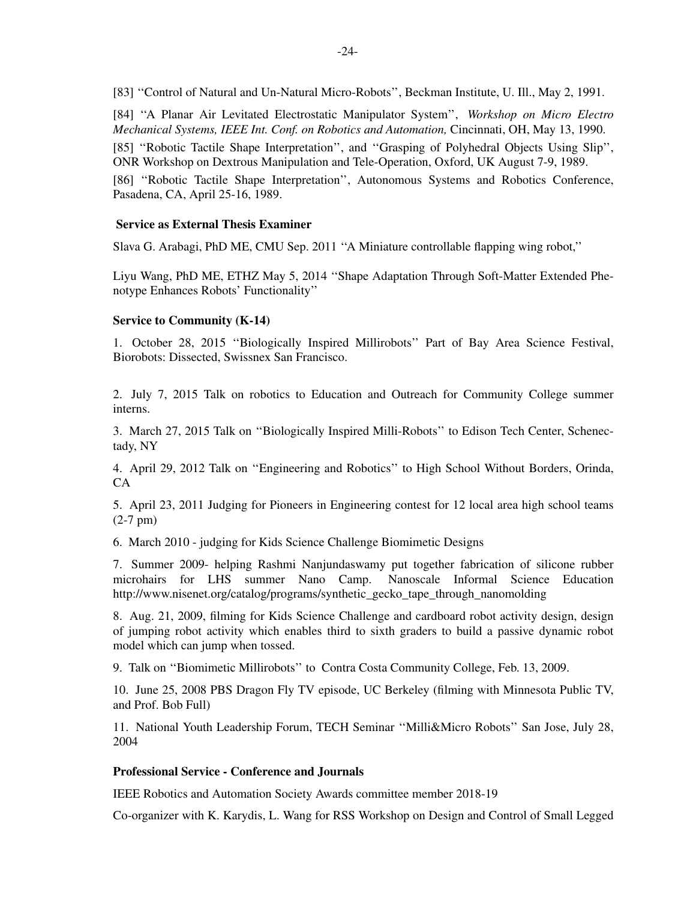[83] ''Control of Natural and Un-Natural Micro-Robots'', Beckman Institute, U. Ill., May 2, 1991.

[84] ''A Planar Air Levitated Electrostatic Manipulator System'', *Workshop on Micro Electro Mechanical Systems, IEEE Int. Conf. on Robotics and Automation,* Cincinnati, OH, May 13, 1990.

[85] ''Robotic Tactile Shape Interpretation'', and ''Grasping of Polyhedral Objects Using Slip'', ONR Workshop on Dextrous Manipulation and Tele-Operation, Oxford, UK August 7-9, 1989.

[86] ''Robotic Tactile Shape Interpretation'', Autonomous Systems and Robotics Conference, Pasadena, CA, April 25-16, 1989.

**Service as External Thesis Examiner**

Slava G. Arabagi, PhD ME, CMU Sep. 2011 ''A Miniature controllable flapping wing robot,''

Liyu Wang, PhD ME, ETHZ May 5, 2014 ''Shape Adaptation Through Soft-Matter Extended Phenotype Enhances Robots' Functionality''

**Service to Community (K-14)**

1. October 28, 2015 ''Biologically Inspired Millirobots'' Part of Bay Area Science Festival, Biorobots: Dissected, Swissnex San Francisco.

2. July 7, 2015 Talk on robotics to Education and Outreach for Community College summer interns.

3. March 27, 2015 Talk on ''Biologically Inspired Milli-Robots'' to Edison Tech Center, Schenectady, NY

4. April 29, 2012 Talk on ''Engineering and Robotics'' to High School Without Borders, Orinda, CA

5. April 23, 2011 Judging for Pioneers in Engineering contest for 12 local area high school teams (2-7 pm)

6. March 2010 - judging for Kids Science Challenge Biomimetic Designs

7. Summer 2009- helping Rashmi Nanjundaswamy put together fabrication of silicone rubber microhairs for LHS summer Nano Camp. Nanoscale Informal Science Education http://www.nisenet.org/catalog/programs/synthetic_gecko_tape_through_nanomolding

8. Aug. 21, 2009, filming for Kids Science Challenge and cardboard robot activity design, design of jumping robot activity which enables third to sixth graders to build a passive dynamic robot model which can jump when tossed.

9. Talk on ''Biomimetic Millirobots'' to Contra Costa Community College, Feb. 13, 2009.

10. June 25, 2008 PBS Dragon Fly TV episode, UC Berkeley (filming with Minnesota Public TV, and Prof. Bob Full)

11. National Youth Leadership Forum, TECH Seminar ''Milli&Micro Robots'' San Jose, July 28, 2004

**Professional Service - Conference and Journals**

IEEE Robotics and Automation Society Awards committee member 2018-19

Co-organizer with K. Karydis, L. Wang for RSS Workshop on Design and Control of Small Legged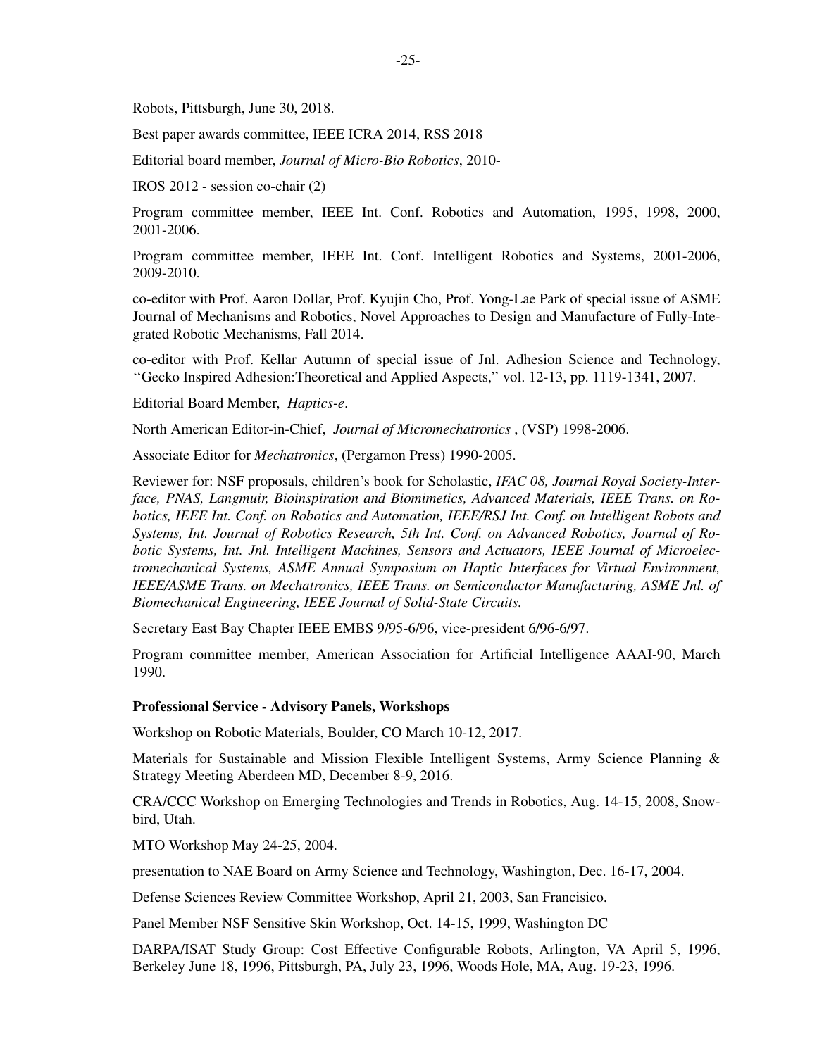Robots, Pittsburgh, June 30, 2018.

Best paper awards committee, IEEE ICRA 2014, RSS 2018

Editorial board member, *Journal of Micro-Bio Robotics*, 2010-

IROS 2012 - session co-chair (2)

Program committee member, IEEE Int. Conf. Robotics and Automation, 1995, 1998, 2000, 2001-2006.

Program committee member, IEEE Int. Conf. Intelligent Robotics and Systems, 2001-2006, 2009-2010.

co-editor with Prof. Aaron Dollar, Prof. Kyujin Cho, Prof. Yong-Lae Park of special issue of ASME Journal of Mechanisms and Robotics, Novel Approaches to Design and Manufacture of Fully-Integrated Robotic Mechanisms, Fall 2014.

co-editor with Prof. Kellar Autumn of special issue of Jnl. Adhesion Science and Technology, ''Gecko Inspired Adhesion:Theoretical and Applied Aspects,'' vol. 12-13, pp. 1119-1341, 2007.

Editorial Board Member, *Haptics-e*.

North American Editor-in-Chief, *Journal of Micromechatronics* , (VSP) 1998-2006.

Associate Editor for *Mechatronics*, (Pergamon Press) 1990-2005.

Reviewer for: NSF proposals, children's book for Scholastic, *IFAC 08, Journal Royal Society-Interface, PNAS, Langmuir, Bioinspiration and Biomimetics, Advanced Materials, IEEE Trans. on Robotics, IEEE Int. Conf. on Robotics and Automation, IEEE/RSJ Int. Conf. on Intelligent Robots and Systems, Int. Journal of Robotics Research, 5th Int. Conf. on Advanced Robotics, Journal of Robotic Systems, Int. Jnl. Intelligent Machines, Sensors and Actuators, IEEE Journal of Microelectromechanical Systems, ASME Annual Symposium on Haptic Interfaces for Virtual Environment, IEEE/ASME Trans. on Mechatronics, IEEE Trans. on Semiconductor Manufacturing, ASME Jnl. of Biomechanical Engineering, IEEE Journal of Solid-State Circuits.*

Secretary East Bay Chapter IEEE EMBS 9/95-6/96, vice-president 6/96-6/97.

Program committee member, American Association for Artificial Intelligence AAAI-90, March 1990.

**Professional Service - Advisory Panels, Workshops**

Workshop on Robotic Materials, Boulder, CO March 10-12, 2017.

Materials for Sustainable and Mission Flexible Intelligent Systems, Army Science Planning & Strategy Meeting Aberdeen MD, December 8-9, 2016.

CRA/CCC Workshop on Emerging Technologies and Trends in Robotics, Aug. 14-15, 2008, Snowbird, Utah.

MTO Workshop May 24-25, 2004.

presentation to NAE Board on Army Science and Technology, Washington, Dec. 16-17, 2004.

Defense Sciences Review Committee Workshop, April 21, 2003, San Francisico.

Panel Member NSF Sensitive Skin Workshop, Oct. 14-15, 1999, Washington DC

DARPA/ISAT Study Group: Cost Effective Configurable Robots, Arlington, VA April 5, 1996, Berkeley June 18, 1996, Pittsburgh, PA, July 23, 1996, Woods Hole, MA, Aug. 19-23, 1996.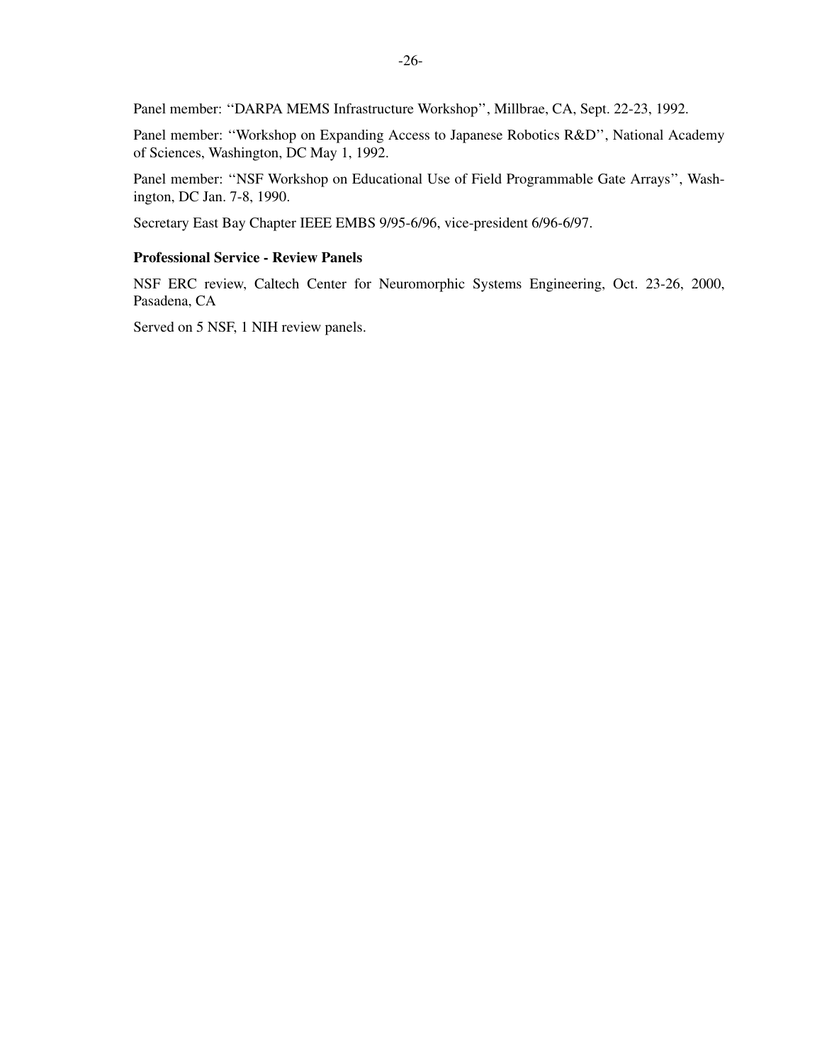Panel member: ''DARPA MEMS Infrastructure Workshop'', Millbrae, CA, Sept. 22-23, 1992.

Panel member: ''Workshop on Expanding Access to Japanese Robotics R&D'', National Academy of Sciences, Washington, DC May 1, 1992.

Panel member: ''NSF Workshop on Educational Use of Field Programmable Gate Arrays'', Washington, DC Jan. 7-8, 1990.

Secretary East Bay Chapter IEEE EMBS 9/95-6/96, vice-president 6/96-6/97.

**Professional Service - Review Panels**

NSF ERC review, Caltech Center for Neuromorphic Systems Engineering, Oct. 23-26, 2000, Pasadena, CA

Served on 5 NSF, 1 NIH review panels.